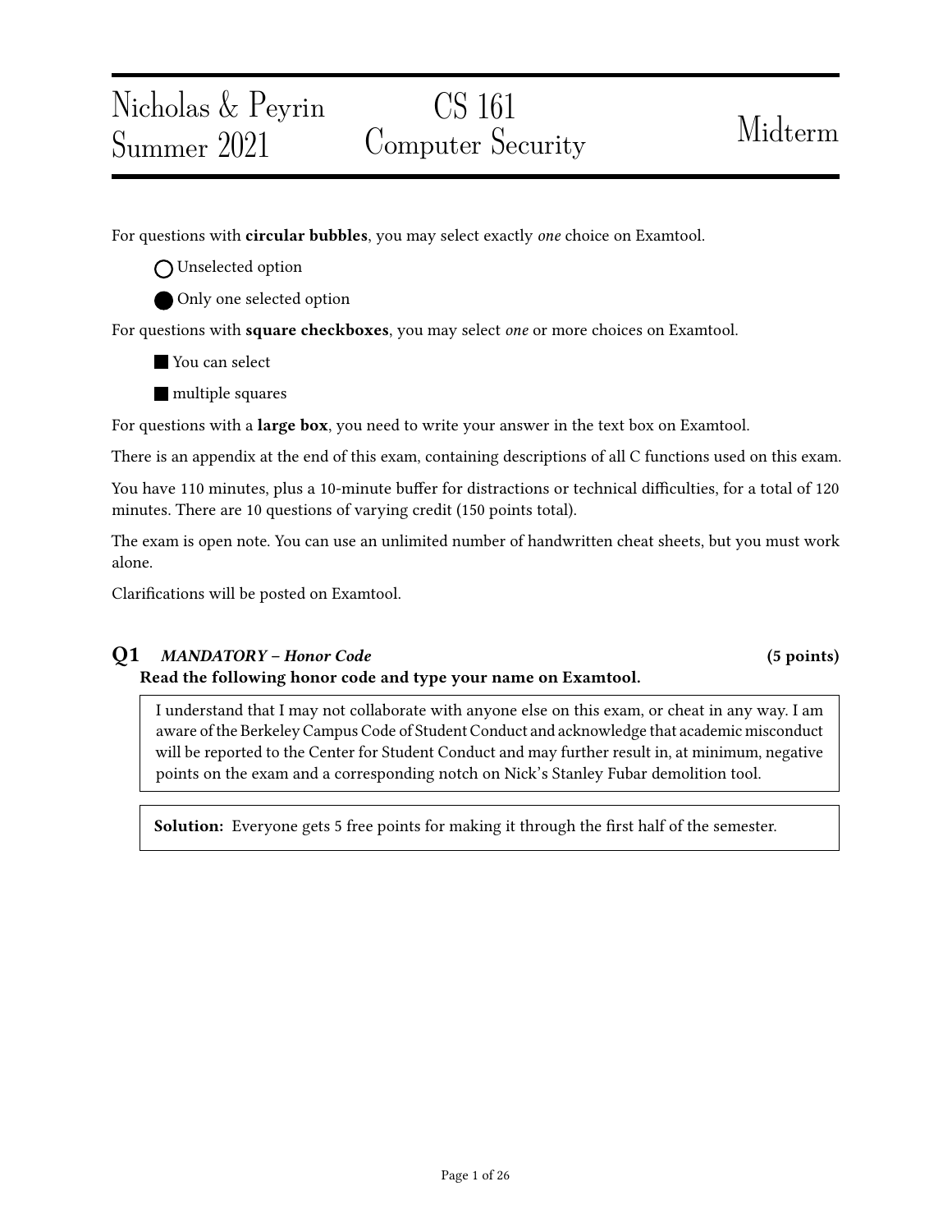# Nicholas & Peyrin — Summer 2021 — CS 161 Computer Security — Midterm

For questions with **circular bubbles**, you may select exactly *one* choice on Examtool.

◯ Unselected option

● Only one selected option

For questions with **square checkboxes**, you may select *one* or more choices on Examtool.

■ You can select

■ multiple squares

For questions with a **large box**, you need to write your answer in the text box on Examtool.

There is an appendix at the end of this exam, containing descriptions of all C functions used on this exam.

You have 110 minutes, plus a 10-minute buffer for distractions or technical difficulties, for a total of 120 minutes. There are 10 questions of varying credit (150 points total).

The exam is open note. You can use an unlimited number of handwritten cheat sheets, but you must work alone.

Clarifications will be posted on Examtool.

## Q1 *MANDATORY – Honor Code* (5 points)

**Read the following honor code and type your name on Examtool.**

I understand that I may not collaborate with anyone else on this exam, or cheat in any way. I am aware of the Berkeley Campus Code of Student Conduct and acknowledge that academic misconduct will be reported to the Center for Student Conduct and may further result in, at minimum, negative points on the exam and a corresponding notch on Nick's Stanley Fubar demolition tool.

**Solution:** Everyone gets 5 free points for making it through the first half of the semester.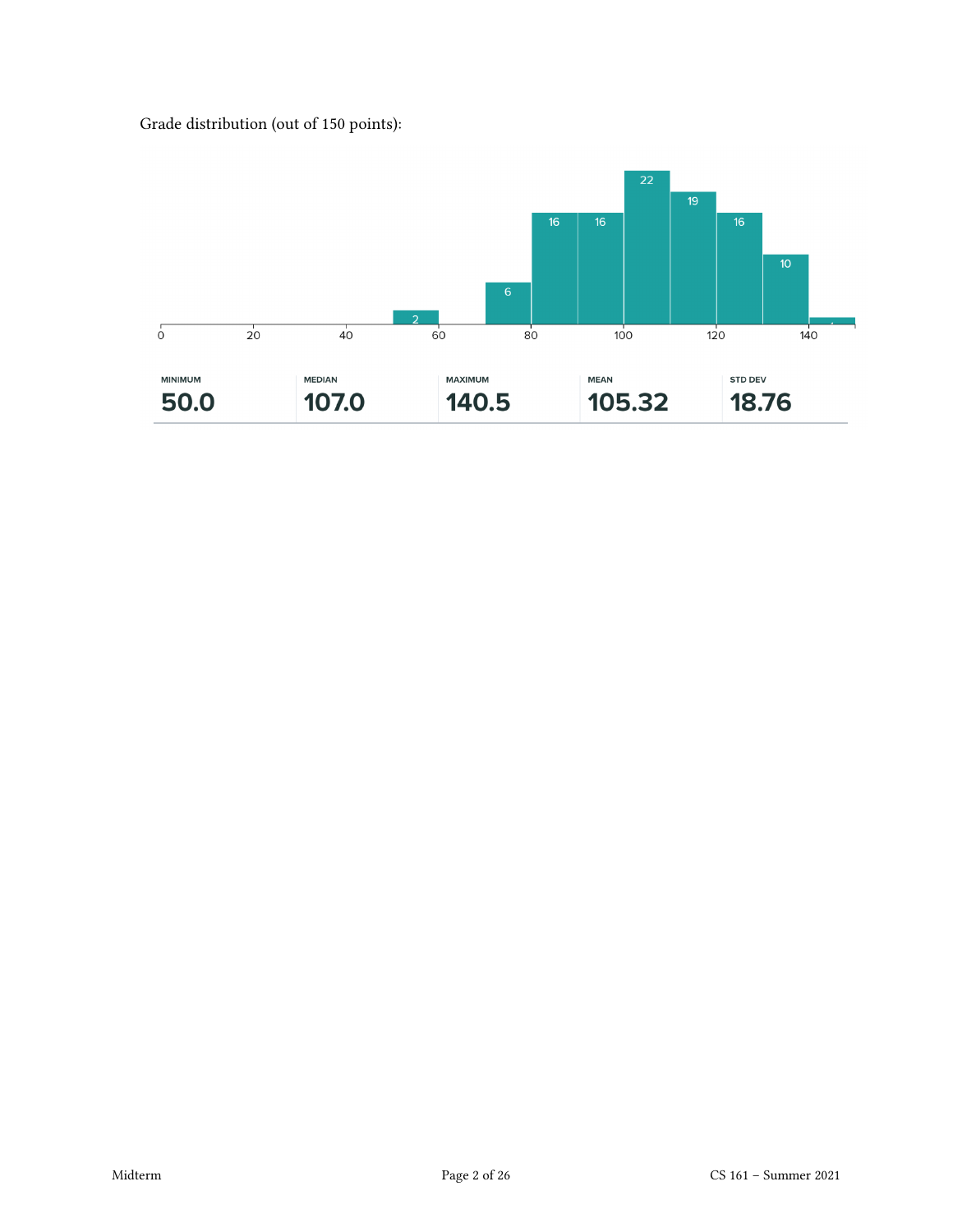Grade distribution (out of 150 points):

22
19
16
16
16
10
6
2

0
20
40
60
80
100
120
140

MINIMUM
50.0

MEDIAN
107.0

MAXIMUM
140.5

MEAN
105.32

STD DEV
18.76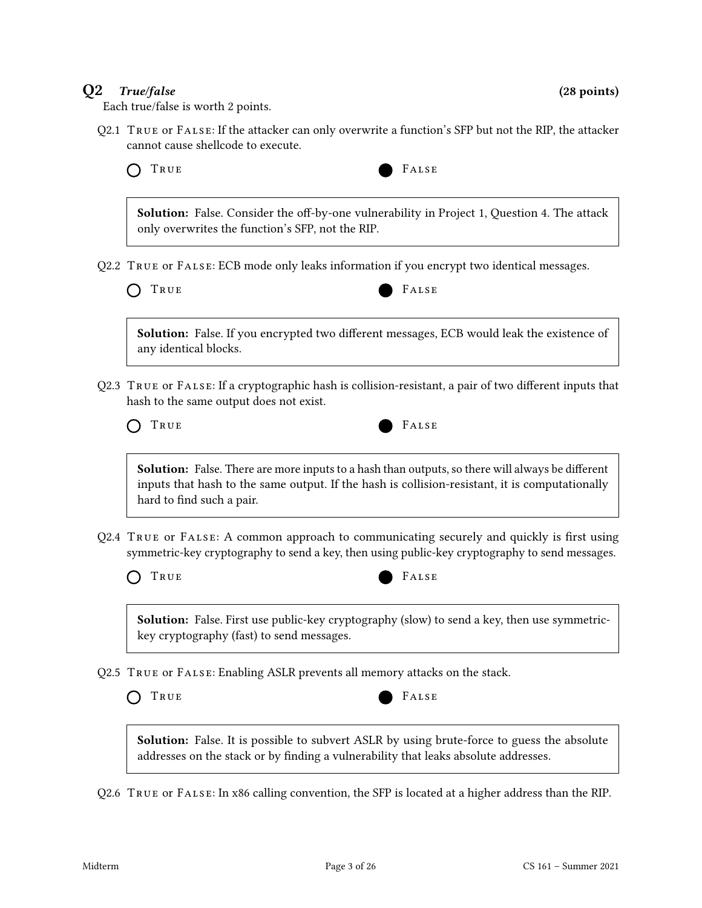## Q2 *True/false* (28 points)

Each true/false is worth 2 points.

Q2.1 True or False: If the attacker can only overwrite a function's SFP but not the RIP, the attacker cannot cause shellcode to execute.

○ True ● False

> **Solution:** False. Consider the off-by-one vulnerability in Project 1, Question 4. The attack only overwrites the function's SFP, not the RIP.

Q2.2 True or False: ECB mode only leaks information if you encrypt two identical messages.

○ True ● False

> **Solution:** False. If you encrypted two different messages, ECB would leak the existence of any identical blocks.

Q2.3 True or False: If a cryptographic hash is collision-resistant, a pair of two different inputs that hash to the same output does not exist.

○ True ● False

> **Solution:** False. There are more inputs to a hash than outputs, so there will always be different inputs that hash to the same output. If the hash is collision-resistant, it is computationally hard to find such a pair.

Q2.4 True or False: A common approach to communicating securely and quickly is first using symmetric-key cryptography to send a key, then using public-key cryptography to send messages.

○ True ● False

> **Solution:** False. First use public-key cryptography (slow) to send a key, then use symmetric-key cryptography (fast) to send messages.

Q2.5 True or False: Enabling ASLR prevents all memory attacks on the stack.

○ True ● False

> **Solution:** False. It is possible to subvert ASLR by using brute-force to guess the absolute addresses on the stack or by finding a vulnerability that leaks absolute addresses.

Q2.6 True or False: In x86 calling convention, the SFP is located at a higher address than the RIP.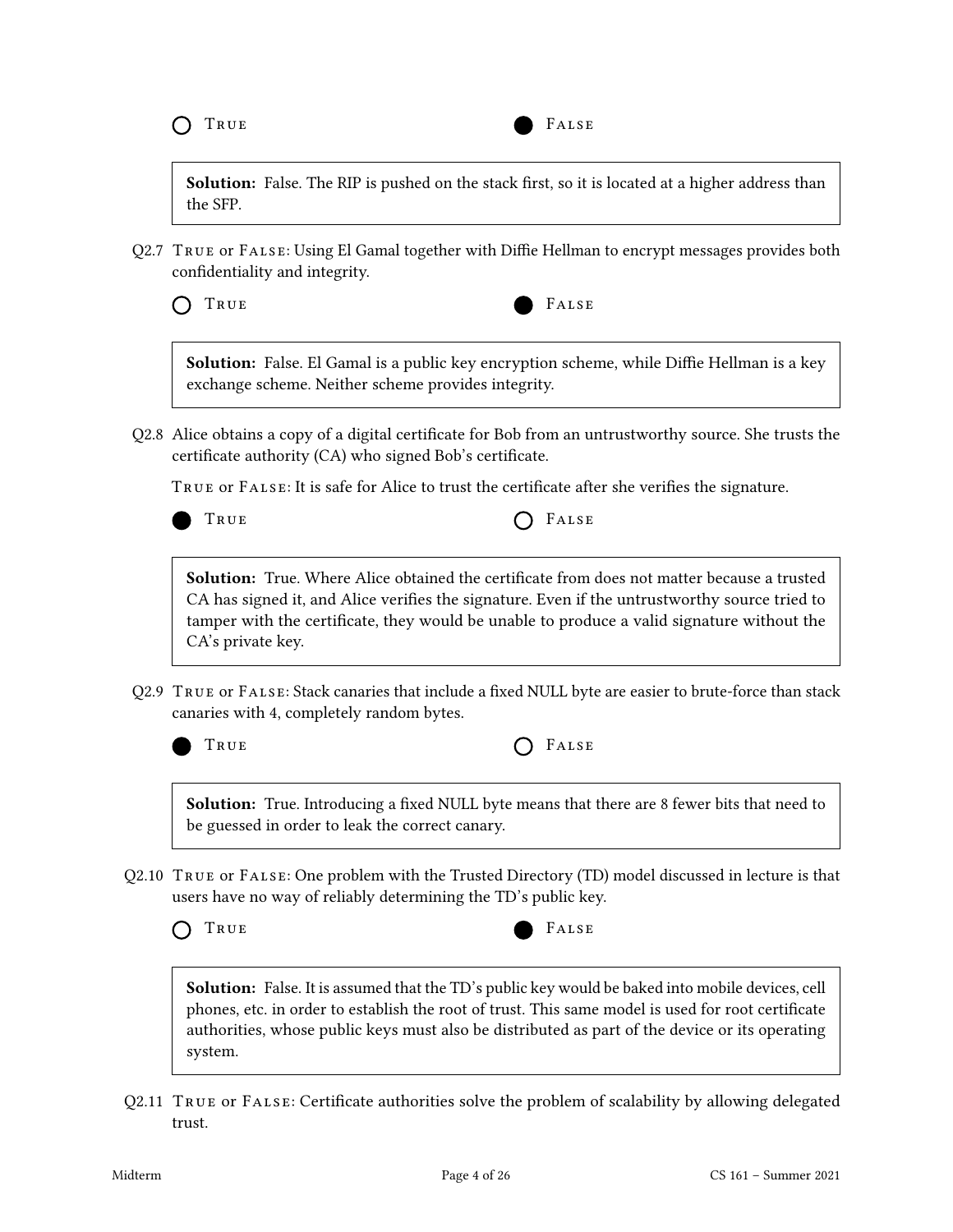○ True ● False

**Solution:** False. The RIP is pushed on the stack first, so it is located at a higher address than the SFP.

Q2.7 True or False: Using El Gamal together with Diffie Hellman to encrypt messages provides both confidentiality and integrity.

○ True ● False

**Solution:** False. El Gamal is a public key encryption scheme, while Diffie Hellman is a key exchange scheme. Neither scheme provides integrity.

Q2.8 Alice obtains a copy of a digital certificate for Bob from an untrustworthy source. She trusts the certificate authority (CA) who signed Bob's certificate.

True or False: It is safe for Alice to trust the certificate after she verifies the signature.

● True ○ False

**Solution:** True. Where Alice obtained the certificate from does not matter because a trusted CA has signed it, and Alice verifies the signature. Even if the untrustworthy source tried to tamper with the certificate, they would be unable to produce a valid signature without the CA's private key.

Q2.9 True or False: Stack canaries that include a fixed NULL byte are easier to brute-force than stack canaries with 4, completely random bytes.

● True ○ False

**Solution:** True. Introducing a fixed NULL byte means that there are 8 fewer bits that need to be guessed in order to leak the correct canary.

Q2.10 True or False: One problem with the Trusted Directory (TD) model discussed in lecture is that users have no way of reliably determining the TD's public key.

○ True ● False

**Solution:** False. It is assumed that the TD's public key would be baked into mobile devices, cell phones, etc. in order to establish the root of trust. This same model is used for root certificate authorities, whose public keys must also be distributed as part of the device or its operating system.

Q2.11 True or False: Certificate authorities solve the problem of scalability by allowing delegated trust.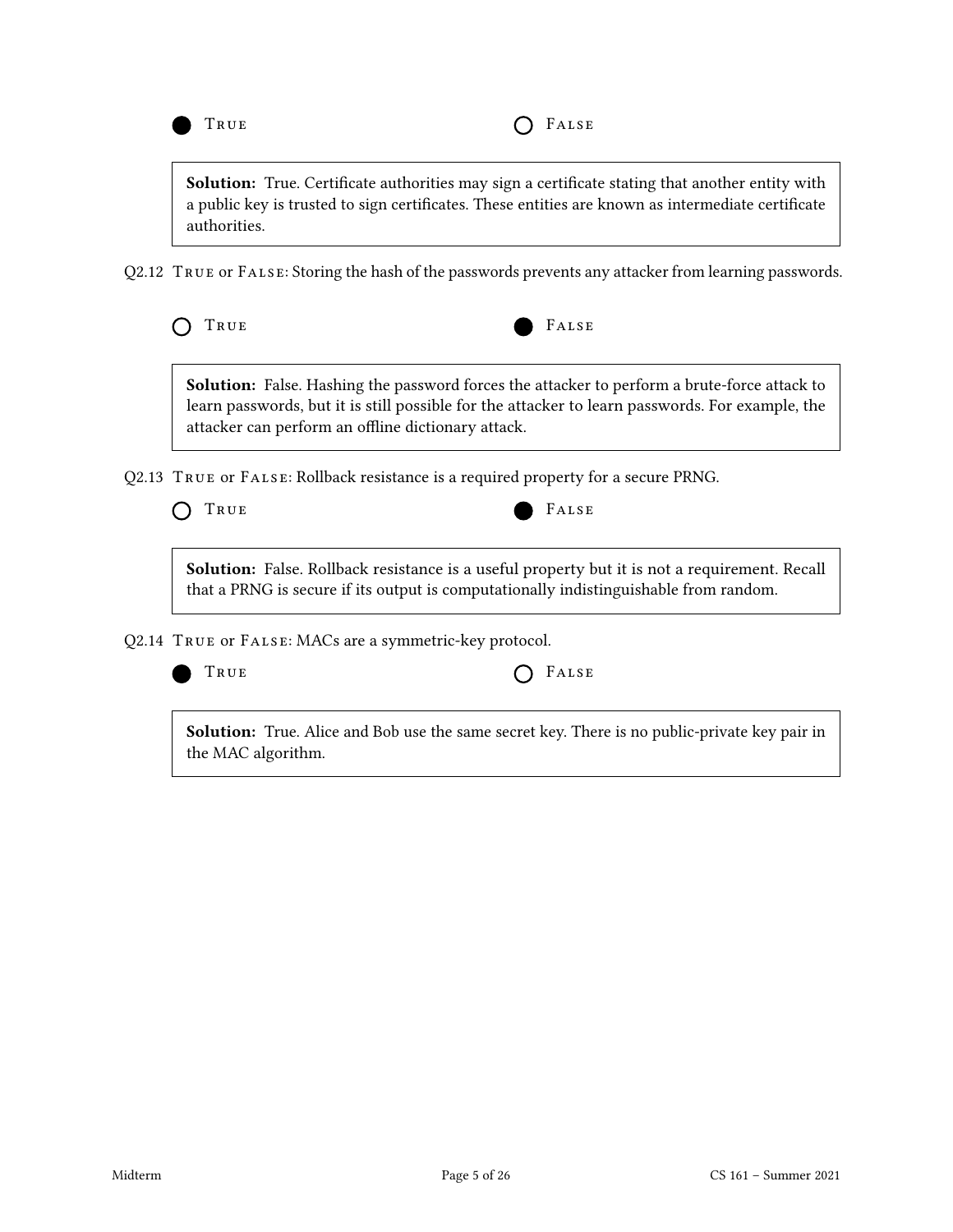● True ○ False

> **Solution:** True. Certificate authorities may sign a certificate stating that another entity with a public key is trusted to sign certificates. These entities are known as intermediate certificate authorities.

Q2.12 True or False: Storing the hash of the passwords prevents any attacker from learning passwords.

○ True ● False

> **Solution:** False. Hashing the password forces the attacker to perform a brute-force attack to learn passwords, but it is still possible for the attacker to learn passwords. For example, the attacker can perform an offline dictionary attack.

Q2.13 True or False: Rollback resistance is a required property for a secure PRNG.

○ True ● False

> **Solution:** False. Rollback resistance is a useful property but it is not a requirement. Recall that a PRNG is secure if its output is computationally indistinguishable from random.

Q2.14 True or False: MACs are a symmetric-key protocol.

● True ○ False

> **Solution:** True. Alice and Bob use the same secret key. There is no public-private key pair in the MAC algorithm.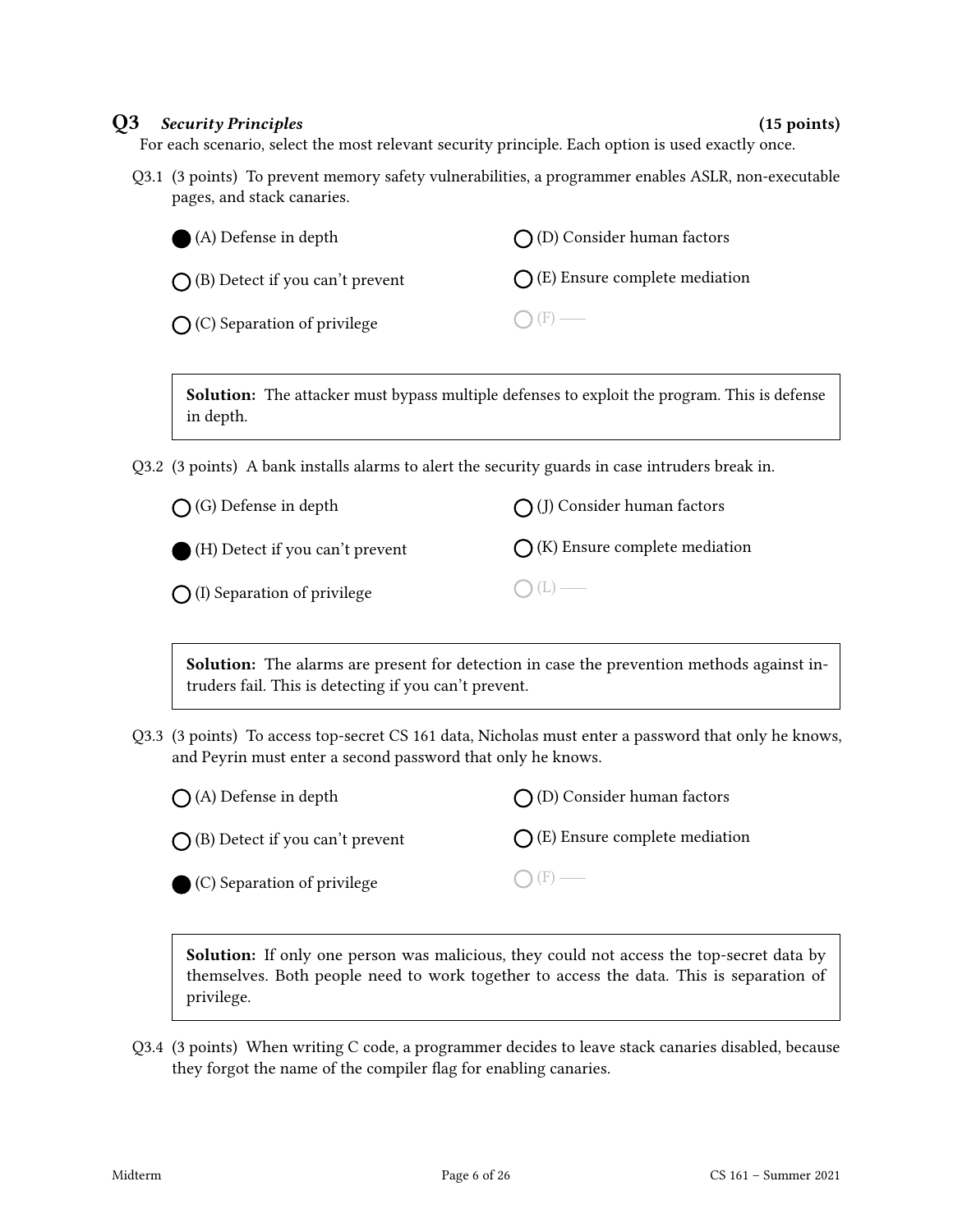## Q3 *Security Principles* (15 points)

For each scenario, select the most relevant security principle. Each option is used exactly once.

Q3.1 (3 points) To prevent memory safety vulnerabilities, a programmer enables ASLR, non-executable pages, and stack canaries.

- ● (A) Defense in depth
- ○ (B) Detect if you can't prevent
- ○ (C) Separation of privilege
- ○ (D) Consider human factors
- ○ (E) Ensure complete mediation
- ○ (F) —

**Solution:** The attacker must bypass multiple defenses to exploit the program. This is defense in depth.

Q3.2 (3 points) A bank installs alarms to alert the security guards in case intruders break in.

- ○ (G) Defense in depth
- ● (H) Detect if you can't prevent
- ○ (I) Separation of privilege
- ○ (J) Consider human factors
- ○ (K) Ensure complete mediation
- ○ (L) —

**Solution:** The alarms are present for detection in case the prevention methods against intruders fail. This is detecting if you can't prevent.

Q3.3 (3 points) To access top-secret CS 161 data, Nicholas must enter a password that only he knows, and Peyrin must enter a second password that only he knows.

- ○ (A) Defense in depth
- ○ (B) Detect if you can't prevent
- ● (C) Separation of privilege
- ○ (D) Consider human factors
- ○ (E) Ensure complete mediation
- ○ (F) —

**Solution:** If only one person was malicious, they could not access the top-secret data by themselves. Both people need to work together to access the data. This is separation of privilege.

Q3.4 (3 points) When writing C code, a programmer decides to leave stack canaries disabled, because they forgot the name of the compiler flag for enabling canaries.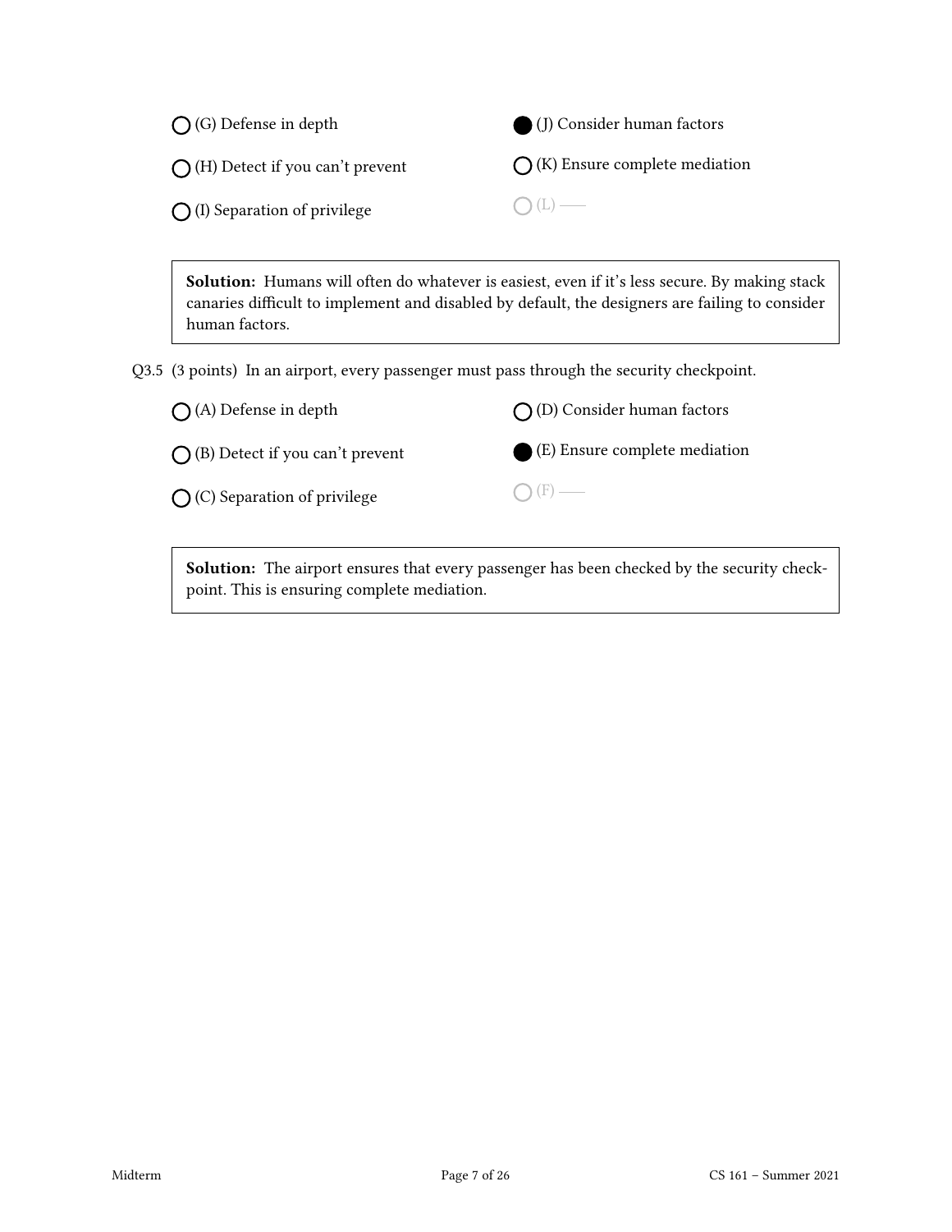- ( ) (G) Defense in depth
- ( ) (H) Detect if you can't prevent
- ( ) (I) Separation of privilege
- (●) (J) Consider human factors
- ( ) (K) Ensure complete mediation
- ( ) (L) ——

**Solution:** Humans will often do whatever is easiest, even if it's less secure. By making stack canaries difficult to implement and disabled by default, the designers are failing to consider human factors.

Q3.5 (3 points) In an airport, every passenger must pass through the security checkpoint.

- ( ) (A) Defense in depth
- ( ) (B) Detect if you can't prevent
- ( ) (C) Separation of privilege
- ( ) (D) Consider human factors
- (●) (E) Ensure complete mediation
- ( ) (F) ——

**Solution:** The airport ensures that every passenger has been checked by the security checkpoint. This is ensuring complete mediation.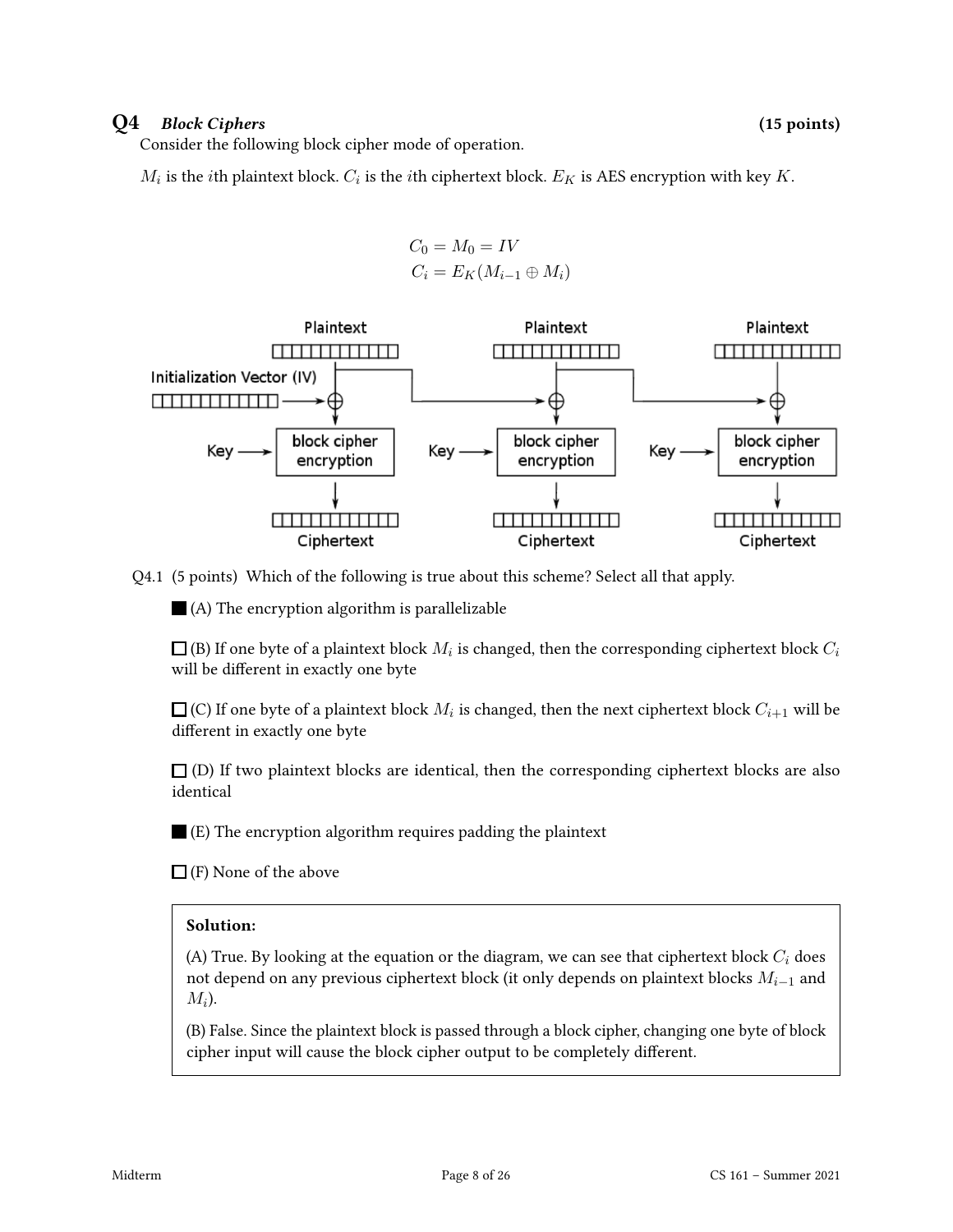## Q4 *Block Ciphers* (15 points)

Consider the following block cipher mode of operation.

$M_i$ is the $i$th plaintext block. $C_i$ is the $i$th ciphertext block. $E_K$ is AES encryption with key $K$.

$$C_0 = M_0 = IV$$
$$C_i = E_K(M_{i-1} \oplus M_i)$$

Plaintext

Initialization Vector (IV)

Key

block cipher encryption

Ciphertext

Q4.1 (5 points) Which of the following is true about this scheme? Select all that apply.

■ (A) The encryption algorithm is parallelizable

☐ (B) If one byte of a plaintext block $M_i$ is changed, then the corresponding ciphertext block $C_i$ will be different in exactly one byte

☐ (C) If one byte of a plaintext block $M_i$ is changed, then the next ciphertext block $C_{i+1}$ will be different in exactly one byte

☐ (D) If two plaintext blocks are identical, then the corresponding ciphertext blocks are also identical

■ (E) The encryption algorithm requires padding the plaintext

☐ (F) None of the above

**Solution:**

(A) True. By looking at the equation or the diagram, we can see that ciphertext block $C_i$ does not depend on any previous ciphertext block (it only depends on plaintext blocks $M_{i-1}$ and $M_i$).

(B) False. Since the plaintext block is passed through a block cipher, changing one byte of block cipher input will cause the block cipher output to be completely different.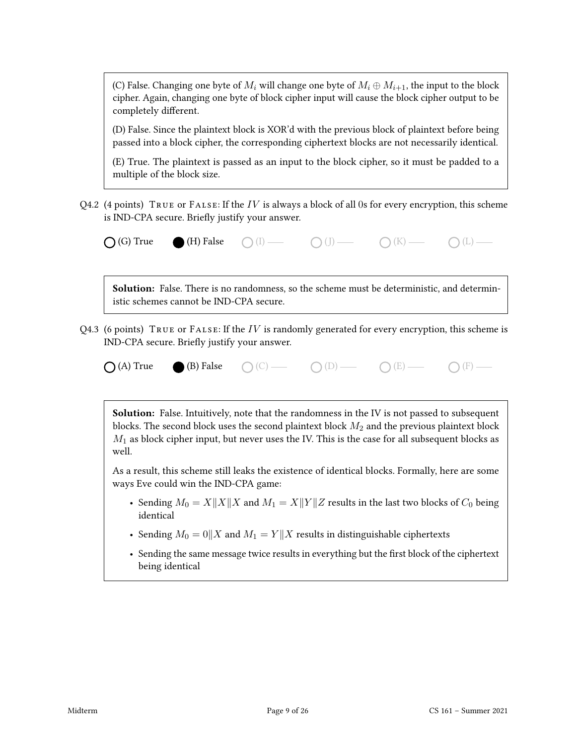(C) False. Changing one byte of $M_i$ will change one byte of $M_i \oplus M_{i+1}$, the input to the block cipher. Again, changing one byte of block cipher input will cause the block cipher output to be completely different.

(D) False. Since the plaintext block is XOR'd with the previous block of plaintext before being passed into a block cipher, the corresponding ciphertext blocks are not necessarily identical.

(E) True. The plaintext is passed as an input to the block cipher, so it must be padded to a multiple of the block size.

Q4.2 (4 points) TRUE or FALSE: If the $IV$ is always a block of all 0s for every encryption, this scheme is IND-CPA secure. Briefly justify your answer.

○ (G) True ● (H) False ○ (I) —— ○ (J) —— ○ (K) —— ○ (L) ——

**Solution:** False. There is no randomness, so the scheme must be deterministic, and deterministic schemes cannot be IND-CPA secure.

Q4.3 (6 points) TRUE or FALSE: If the $IV$ is randomly generated for every encryption, this scheme is IND-CPA secure. Briefly justify your answer.

○ (A) True ● (B) False ○ (C) —— ○ (D) —— ○ (E) —— ○ (F) ——

**Solution:** False. Intuitively, note that the randomness in the IV is not passed to subsequent blocks. The second block uses the second plaintext block $M_2$ and the previous plaintext block $M_1$ as block cipher input, but never uses the IV. This is the case for all subsequent blocks as well.

As a result, this scheme still leaks the existence of identical blocks. Formally, here are some ways Eve could win the IND-CPA game:

- Sending $M_0 = X \| X \| X$ and $M_1 = X \| Y \| Z$ results in the last two blocks of $C_0$ being identical
- Sending $M_0 = 0 \| X$ and $M_1 = Y \| X$ results in distinguishable ciphertexts
- Sending the same message twice results in everything but the first block of the ciphertext being identical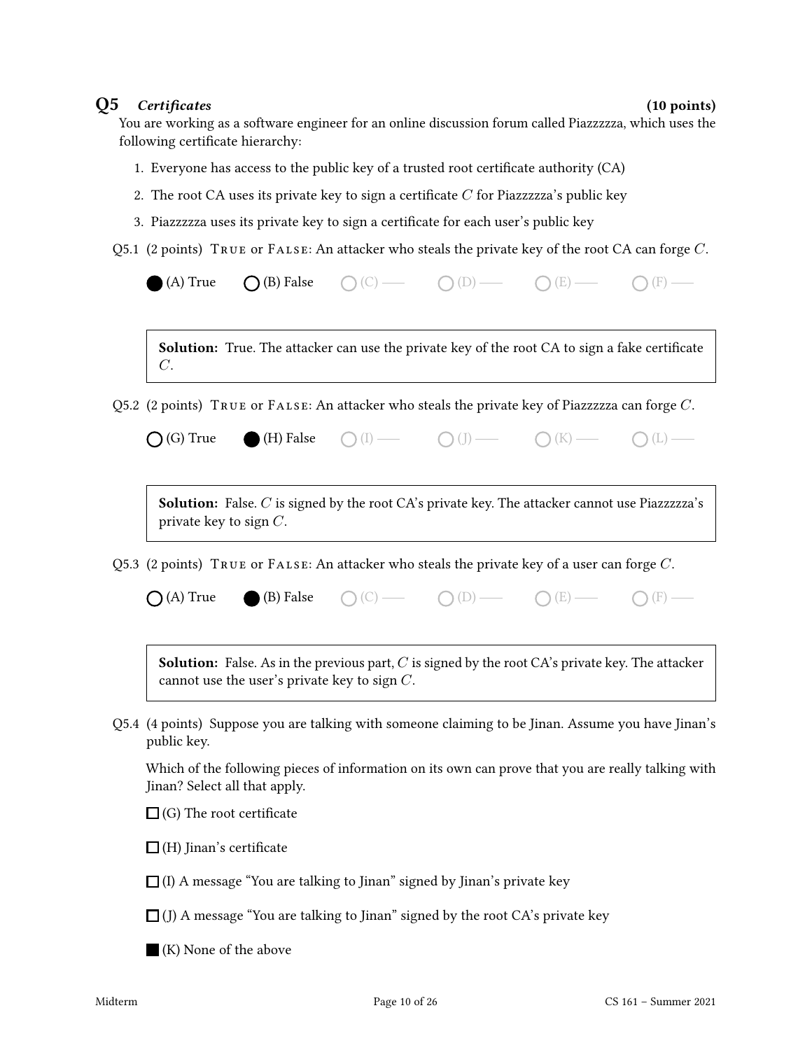## Q5 *Certificates* (10 points)

You are working as a software engineer for an online discussion forum called Piazzzzza, which uses the following certificate hierarchy:

1. Everyone has access to the public key of a trusted root certificate authority (CA)
2. The root CA uses its private key to sign a certificate $C$ for Piazzzzza's public key
3. Piazzzzza uses its private key to sign a certificate for each user's public key

Q5.1 (2 points) TRUE or FALSE: An attacker who steals the private key of the root CA can forge $C$.

- ● (A) True
- ○ (B) False
- ○ (C) ——
- ○ (D) ——
- ○ (E) ——
- ○ (F) ——

> **Solution:** True. The attacker can use the private key of the root CA to sign a fake certificate $C$.

Q5.2 (2 points) TRUE or FALSE: An attacker who steals the private key of Piazzzzza can forge $C$.

- ○ (G) True
- ● (H) False
- ○ (I) ——
- ○ (J) ——
- ○ (K) ——
- ○ (L) ——

> **Solution:** False. $C$ is signed by the root CA's private key. The attacker cannot use Piazzzzza's private key to sign $C$.

Q5.3 (2 points) TRUE or FALSE: An attacker who steals the private key of a user can forge $C$.

- ○ (A) True
- ● (B) False
- ○ (C) ——
- ○ (D) ——
- ○ (E) ——
- ○ (F) ——

> **Solution:** False. As in the previous part, $C$ is signed by the root CA's private key. The attacker cannot use the user's private key to sign $C$.

Q5.4 (4 points) Suppose you are talking with someone claiming to be Jinan. Assume you have Jinan's public key.

Which of the following pieces of information on its own can prove that you are really talking with Jinan? Select all that apply.

- ☐ (G) The root certificate
- ☐ (H) Jinan's certificate
- ☐ (I) A message "You are talking to Jinan" signed by Jinan's private key
- ☐ (J) A message "You are talking to Jinan" signed by the root CA's private key
- ■ (K) None of the above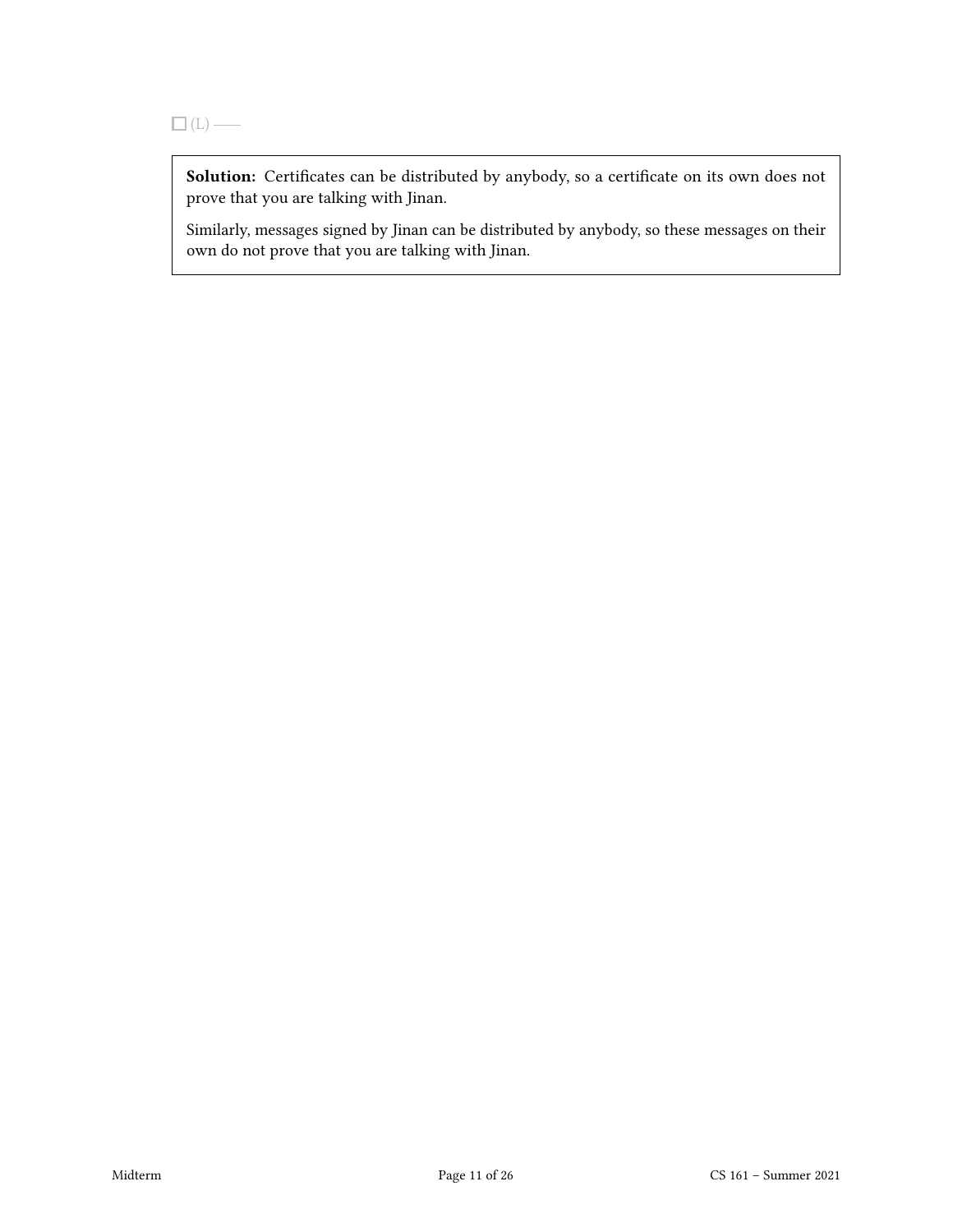☐ (L) ——

**Solution:** Certificates can be distributed by anybody, so a certificate on its own does not prove that you are talking with Jinan.

Similarly, messages signed by Jinan can be distributed by anybody, so these messages on their own do not prove that you are talking with Jinan.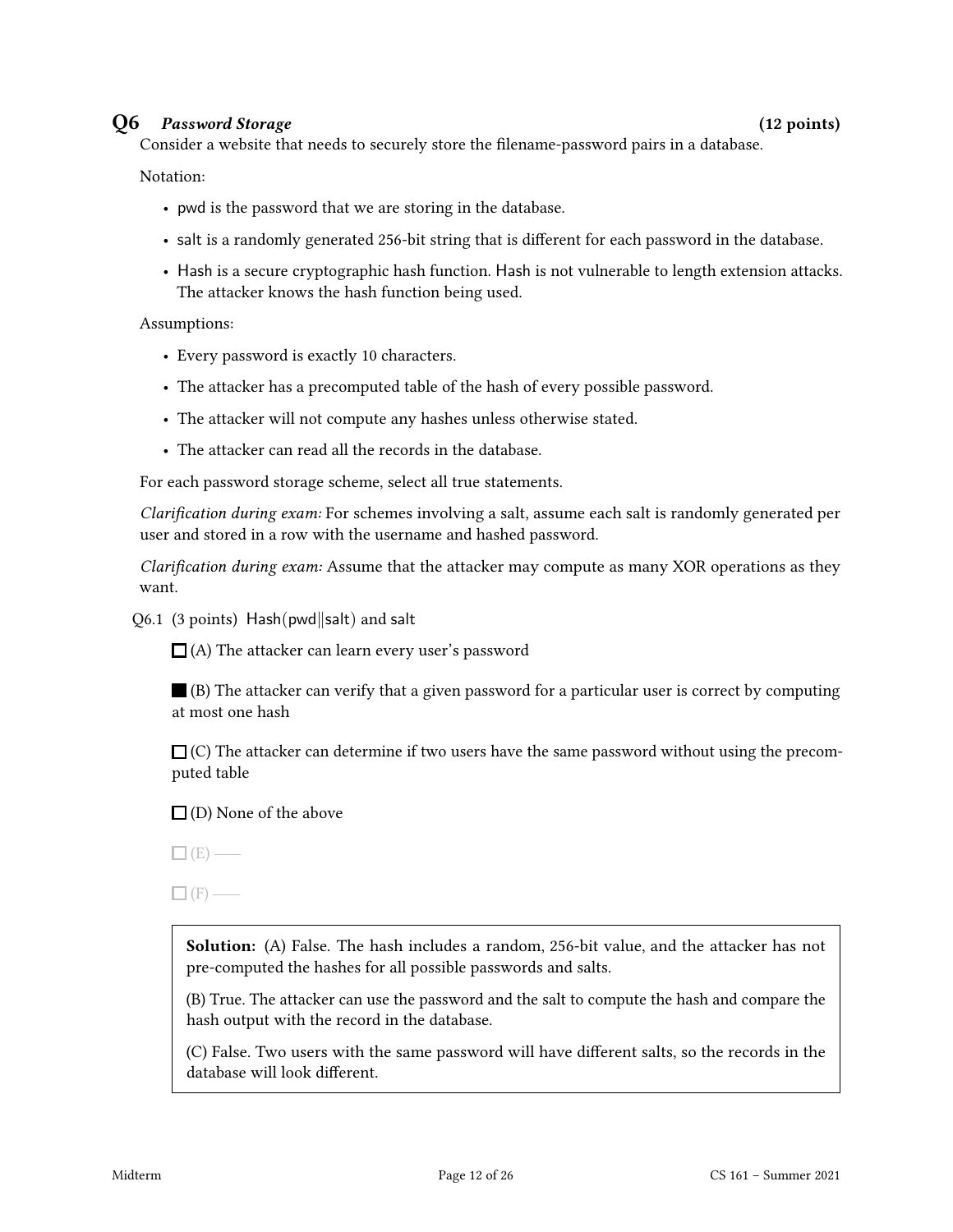# Q6 *Password Storage* (12 points)

Consider a website that needs to securely store the filename-password pairs in a database.

Notation:

- pwd is the password that we are storing in the database.
- salt is a randomly generated 256-bit string that is different for each password in the database.
- Hash is a secure cryptographic hash function. Hash is not vulnerable to length extension attacks. The attacker knows the hash function being used.

Assumptions:

- Every password is exactly 10 characters.
- The attacker has a precomputed table of the hash of every possible password.
- The attacker will not compute any hashes unless otherwise stated.
- The attacker can read all the records in the database.

For each password storage scheme, select all true statements.

*Clarification during exam:* For schemes involving a salt, assume each salt is randomly generated per user and stored in a row with the username and hashed password.

*Clarification during exam:* Assume that the attacker may compute as many XOR operations as they want.

Q6.1 (3 points) Hash(pwd||salt) and salt

☐ (A) The attacker can learn every user's password

■ (B) The attacker can verify that a given password for a particular user is correct by computing at most one hash

☐ (C) The attacker can determine if two users have the same password without using the precomputed table

☐ (D) None of the above

☐ (E) ——

☐ (F) ——

**Solution:** (A) False. The hash includes a random, 256-bit value, and the attacker has not pre-computed the hashes for all possible passwords and salts.

(B) True. The attacker can use the password and the salt to compute the hash and compare the hash output with the record in the database.

(C) False. Two users with the same password will have different salts, so the records in the database will look different.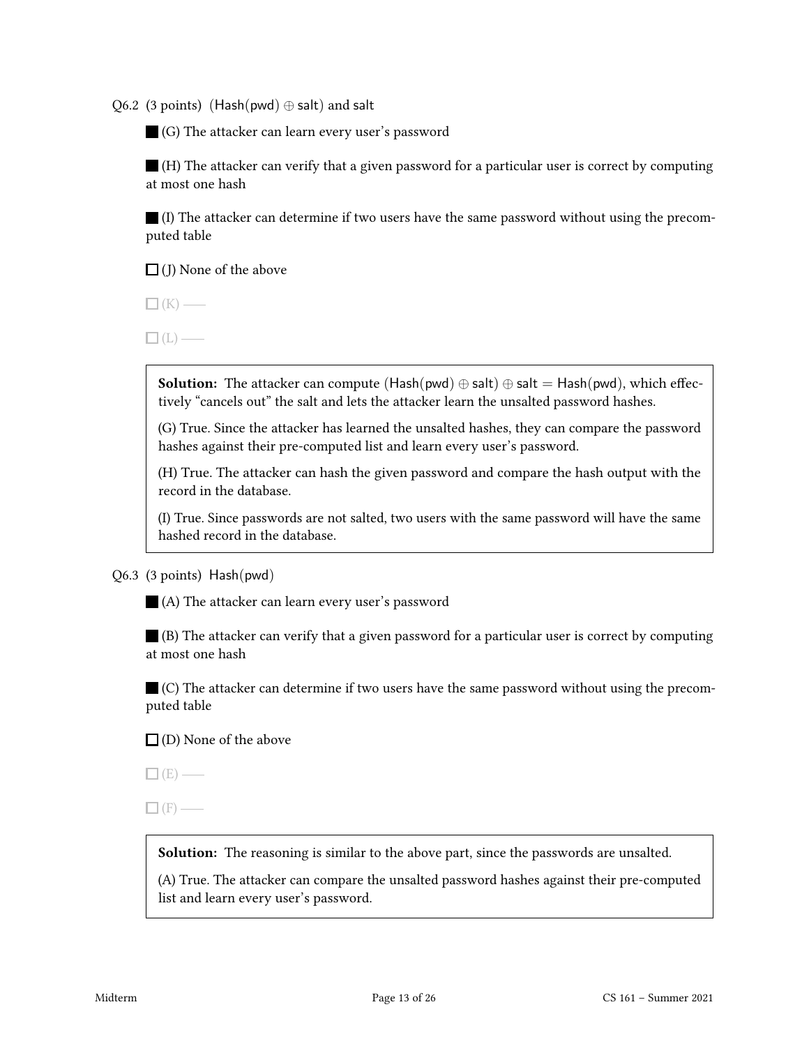Q6.2 (3 points) $(\mathsf{Hash}(\mathsf{pwd}) \oplus \mathsf{salt})$ and $\mathsf{salt}$

■ (G) The attacker can learn every user's password

■ (H) The attacker can verify that a given password for a particular user is correct by computing at most one hash

■ (I) The attacker can determine if two users have the same password without using the precomputed table

☐ (J) None of the above

☐ (K) ——

☐ (L) ——

> **Solution:** The attacker can compute $(\mathsf{Hash}(\mathsf{pwd}) \oplus \mathsf{salt}) \oplus \mathsf{salt} = \mathsf{Hash}(\mathsf{pwd})$, which effectively "cancels out" the salt and lets the attacker learn the unsalted password hashes.
>
> (G) True. Since the attacker has learned the unsalted hashes, they can compare the password hashes against their pre-computed list and learn every user's password.
>
> (H) True. The attacker can hash the given password and compare the hash output with the record in the database.
>
> (I) True. Since passwords are not salted, two users with the same password will have the same hashed record in the database.

Q6.3 (3 points) $\mathsf{Hash}(\mathsf{pwd})$

■ (A) The attacker can learn every user's password

■ (B) The attacker can verify that a given password for a particular user is correct by computing at most one hash

■ (C) The attacker can determine if two users have the same password without using the precomputed table

☐ (D) None of the above

☐ (E) ——

☐ (F) ——

> **Solution:** The reasoning is similar to the above part, since the passwords are unsalted.
>
> (A) True. The attacker can compare the unsalted password hashes against their pre-computed list and learn every user's password.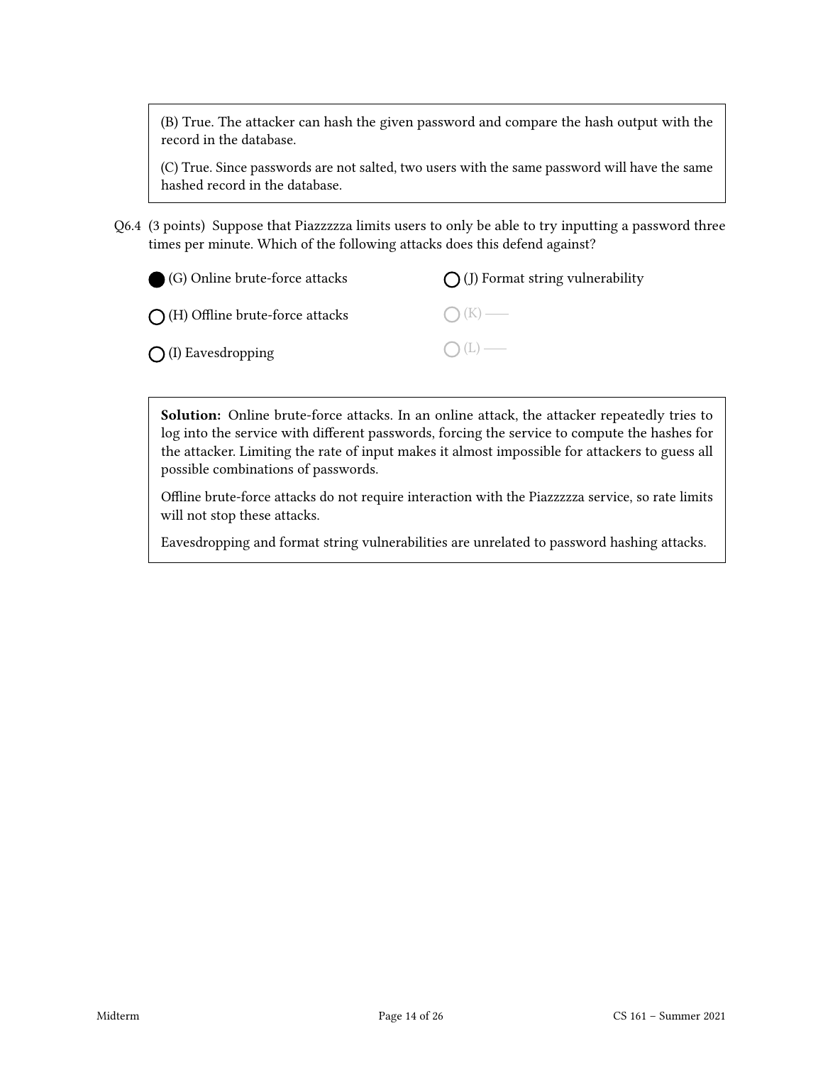(B) True. The attacker can hash the given password and compare the hash output with the record in the database.

(C) True. Since passwords are not salted, two users with the same password will have the same hashed record in the database.

Q6.4 (3 points) Suppose that Piazzzzza limits users to only be able to try inputting a password three times per minute. Which of the following attacks does this defend against?

- ● (G) Online brute-force attacks
- ○ (H) Offline brute-force attacks
- ○ (I) Eavesdropping
- ○ (J) Format string vulnerability
- ○ (K) ——
- ○ (L) ——

**Solution:** Online brute-force attacks. In an online attack, the attacker repeatedly tries to log into the service with different passwords, forcing the service to compute the hashes for the attacker. Limiting the rate of input makes it almost impossible for attackers to guess all possible combinations of passwords.

Offline brute-force attacks do not require interaction with the Piazzzzza service, so rate limits will not stop these attacks.

Eavesdropping and format string vulnerabilities are unrelated to password hashing attacks.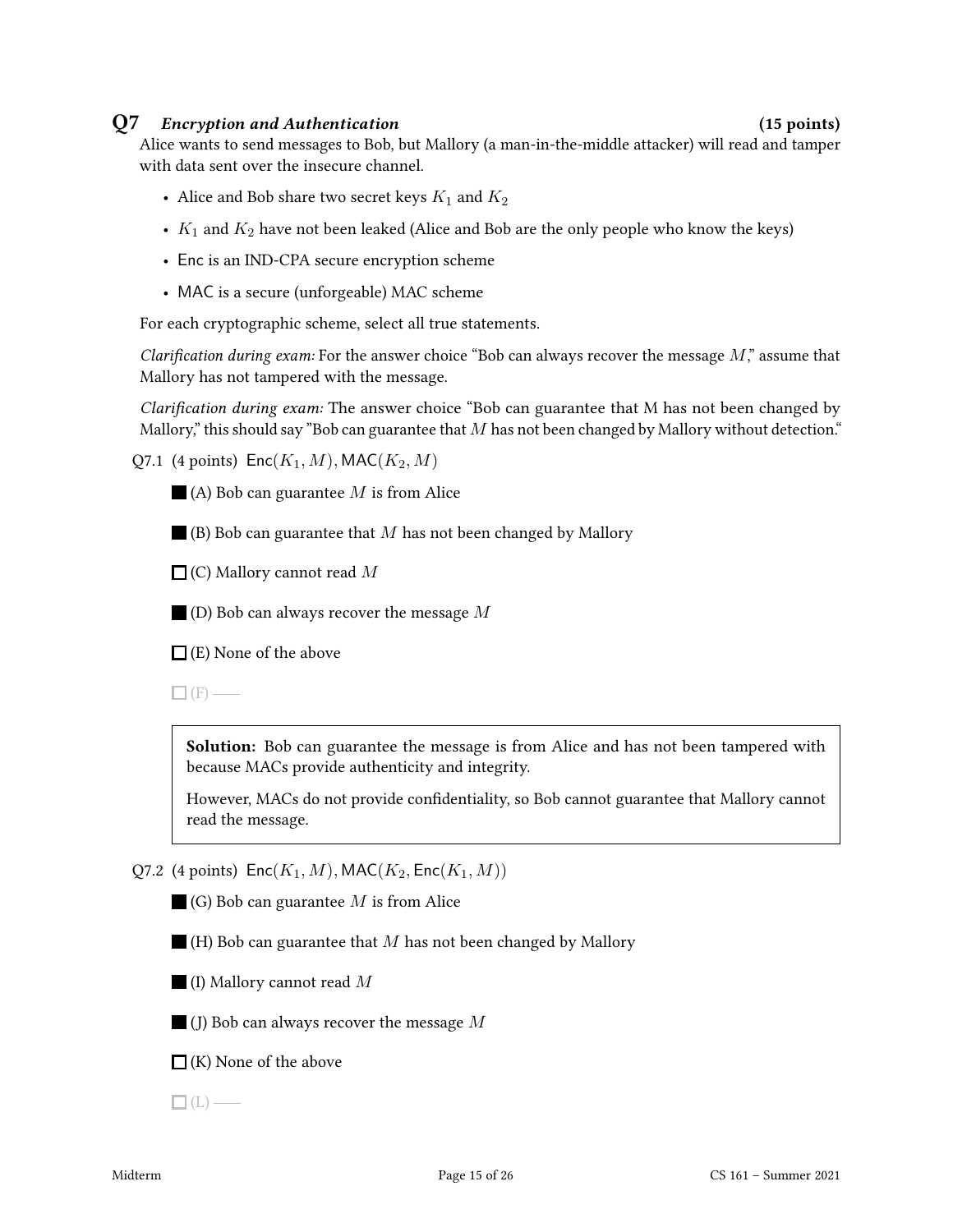## Q7 *Encryption and Authentication* (15 points)

Alice wants to send messages to Bob, but Mallory (a man-in-the-middle attacker) will read and tamper with data sent over the insecure channel.

- Alice and Bob share two secret keys $K_1$ and $K_2$
- $K_1$ and $K_2$ have not been leaked (Alice and Bob are the only people who know the keys)
- Enc is an IND-CPA secure encryption scheme
- MAC is a secure (unforgeable) MAC scheme

For each cryptographic scheme, select all true statements.

*Clarification during exam:* For the answer choice "Bob can always recover the message $M$," assume that Mallory has not tampered with the message.

*Clarification during exam:* The answer choice "Bob can guarantee that M has not been changed by Mallory," this should say "Bob can guarantee that $M$ has not been changed by Mallory without detection."

Q7.1 (4 points) $\mathsf{Enc}(K_1, M), \mathsf{MAC}(K_2, M)$

■ (A) Bob can guarantee $M$ is from Alice

■ (B) Bob can guarantee that $M$ has not been changed by Mallory

☐ (C) Mallory cannot read $M$

■ (D) Bob can always recover the message $M$

☐ (E) None of the above

☐ (F) ——

> **Solution:** Bob can guarantee the message is from Alice and has not been tampered with because MACs provide authenticity and integrity.
>
> However, MACs do not provide confidentiality, so Bob cannot guarantee that Mallory cannot read the message.

Q7.2 (4 points) $\mathsf{Enc}(K_1, M), \mathsf{MAC}(K_2, \mathsf{Enc}(K_1, M))$

■ (G) Bob can guarantee $M$ is from Alice

■ (H) Bob can guarantee that $M$ has not been changed by Mallory

■ (I) Mallory cannot read $M$

■ (J) Bob can always recover the message $M$

☐ (K) None of the above

☐ (L) ——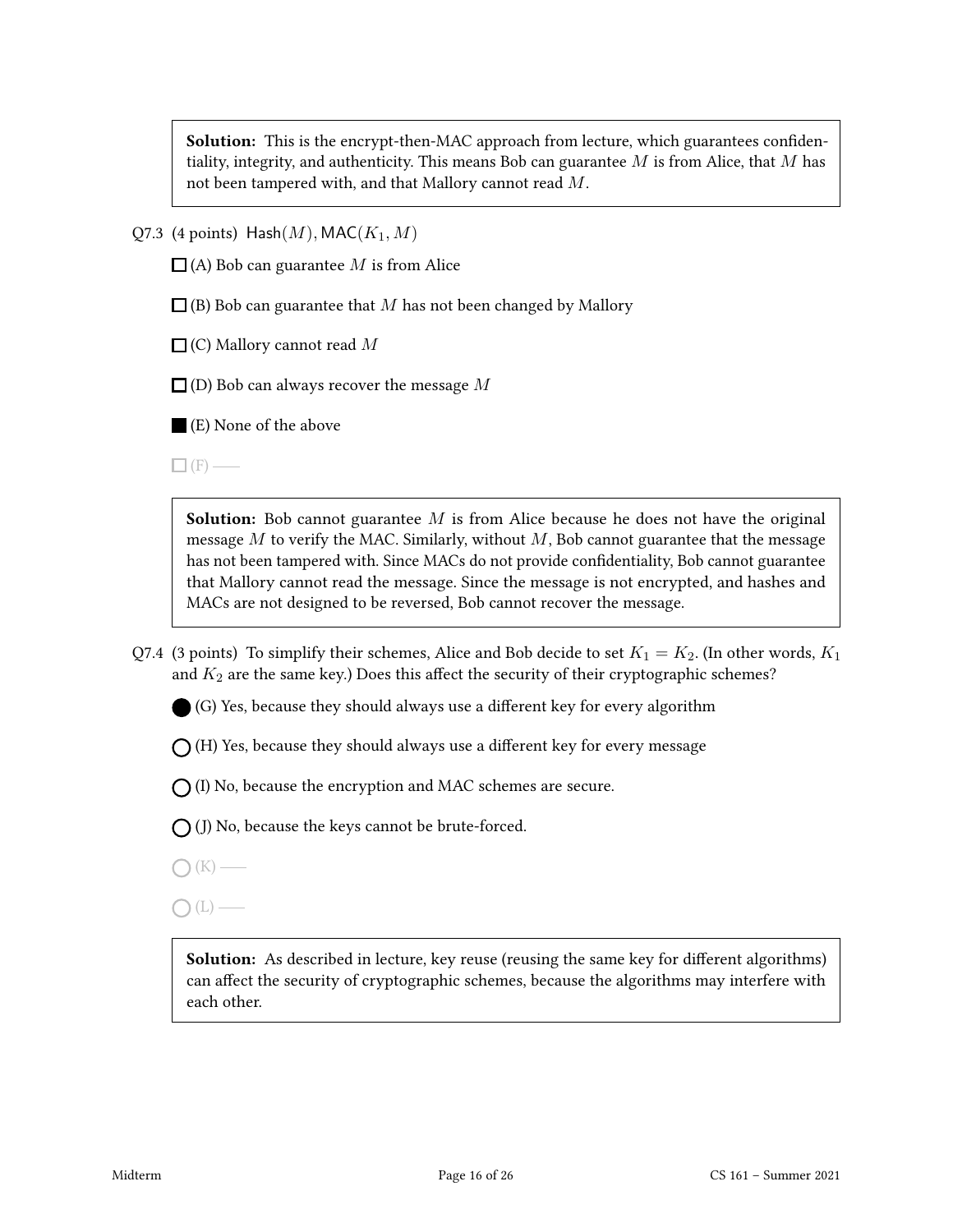**Solution:** This is the encrypt-then-MAC approach from lecture, which guarantees confidentiality, integrity, and authenticity. This means Bob can guarantee $M$ is from Alice, that $M$ has not been tampered with, and that Mallory cannot read $M$.

Q7.3 (4 points) $\mathsf{Hash}(M), \mathsf{MAC}(K_1, M)$

☐ (A) Bob can guarantee $M$ is from Alice

☐ (B) Bob can guarantee that $M$ has not been changed by Mallory

☐ (C) Mallory cannot read $M$

☐ (D) Bob can always recover the message $M$

■ (E) None of the above

☐ (F) ——

**Solution:** Bob cannot guarantee $M$ is from Alice because he does not have the original message $M$ to verify the MAC. Similarly, without $M$, Bob cannot guarantee that the message has not been tampered with. Since MACs do not provide confidentiality, Bob cannot guarantee that Mallory cannot read the message. Since the message is not encrypted, and hashes and MACs are not designed to be reversed, Bob cannot recover the message.

Q7.4 (3 points) To simplify their schemes, Alice and Bob decide to set $K_1 = K_2$. (In other words, $K_1$ and $K_2$ are the same key.) Does this affect the security of their cryptographic schemes?

● (G) Yes, because they should always use a different key for every algorithm

○ (H) Yes, because they should always use a different key for every message

○ (I) No, because the encryption and MAC schemes are secure.

○ (J) No, because the keys cannot be brute-forced.

○ (K) ——

○ (L) ——

**Solution:** As described in lecture, key reuse (reusing the same key for different algorithms) can affect the security of cryptographic schemes, because the algorithms may interfere with each other.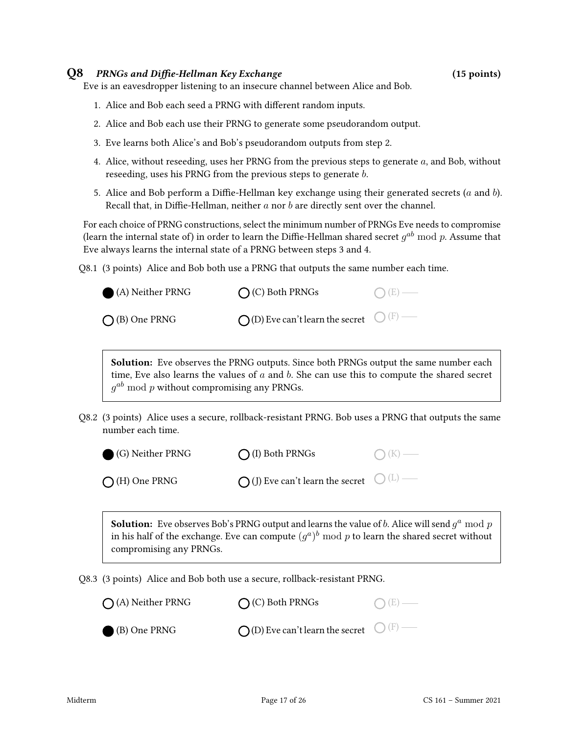## Q8 *PRNGs and Diffie-Hellman Key Exchange* (15 points)

Eve is an eavesdropper listening to an insecure channel between Alice and Bob.

1. Alice and Bob each seed a PRNG with different random inputs.
2. Alice and Bob each use their PRNG to generate some pseudorandom output.
3. Eve learns both Alice's and Bob's pseudorandom outputs from step 2.
4. Alice, without reseeding, uses her PRNG from the previous steps to generate $a$, and Bob, without reseeding, uses his PRNG from the previous steps to generate $b$.
5. Alice and Bob perform a Diffie-Hellman key exchange using their generated secrets ($a$ and $b$). Recall that, in Diffie-Hellman, neither $a$ nor $b$ are directly sent over the channel.

For each choice of PRNG constructions, select the minimum number of PRNGs Eve needs to compromise (learn the internal state of) in order to learn the Diffie-Hellman shared secret $g^{ab} \bmod p$. Assume that Eve always learns the internal state of a PRNG between steps 3 and 4.

Q8.1 (3 points) Alice and Bob both use a PRNG that outputs the same number each time.

- ● (A) Neither PRNG
- ○ (B) One PRNG
- ○ (C) Both PRNGs
- ○ (D) Eve can't learn the secret
- ○ (E) —
- ○ (F) —

**Solution:** Eve observes the PRNG outputs. Since both PRNGs output the same number each time, Eve also learns the values of $a$ and $b$. She can use this to compute the shared secret $g^{ab} \bmod p$ without compromising any PRNGs.

Q8.2 (3 points) Alice uses a secure, rollback-resistant PRNG. Bob uses a PRNG that outputs the same number each time.

- ● (G) Neither PRNG
- ○ (H) One PRNG
- ○ (I) Both PRNGs
- ○ (J) Eve can't learn the secret
- ○ (K) —
- ○ (L) —

**Solution:** Eve observes Bob's PRNG output and learns the value of $b$. Alice will send $g^a \bmod p$ in his half of the exchange. Eve can compute $(g^a)^b \bmod p$ to learn the shared secret without compromising any PRNGs.

Q8.3 (3 points) Alice and Bob both use a secure, rollback-resistant PRNG.

- ○ (A) Neither PRNG
- ● (B) One PRNG
- ○ (C) Both PRNGs
- ○ (D) Eve can't learn the secret
- ○ (E) —
- ○ (F) —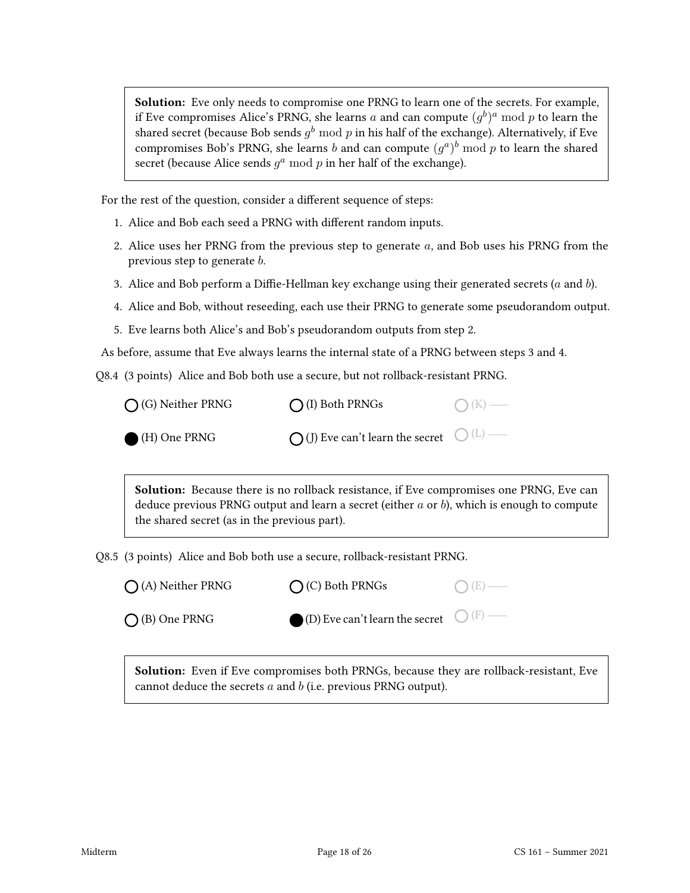**Solution:** Eve only needs to compromise one PRNG to learn one of the secrets. For example, if Eve compromises Alice's PRNG, she learns $a$ and can compute $(g^b)^a \bmod p$ to learn the shared secret (because Bob sends $g^b \bmod p$ in his half of the exchange). Alternatively, if Eve compromises Bob's PRNG, she learns $b$ and can compute $(g^a)^b \bmod p$ to learn the shared secret (because Alice sends $g^a \bmod p$ in her half of the exchange).

For the rest of the question, consider a different sequence of steps:

1. Alice and Bob each seed a PRNG with different random inputs.
2. Alice uses her PRNG from the previous step to generate $a$, and Bob uses his PRNG from the previous step to generate $b$.
3. Alice and Bob perform a Diffie-Hellman key exchange using their generated secrets ($a$ and $b$).
4. Alice and Bob, without reseeding, each use their PRNG to generate some pseudorandom output.
5. Eve learns both Alice's and Bob's pseudorandom outputs from step 2.

As before, assume that Eve always learns the internal state of a PRNG between steps 3 and 4.

Q8.4 (3 points) Alice and Bob both use a secure, but not rollback-resistant PRNG.

○ (G) Neither PRNG

● (H) One PRNG

○ (I) Both PRNGs

○ (J) Eve can't learn the secret

○ (K) —

○ (L) —

**Solution:** Because there is no rollback resistance, if Eve compromises one PRNG, Eve can deduce previous PRNG output and learn a secret (either $a$ or $b$), which is enough to compute the shared secret (as in the previous part).

Q8.5 (3 points) Alice and Bob both use a secure, rollback-resistant PRNG.

○ (A) Neither PRNG

○ (B) One PRNG

○ (C) Both PRNGs

● (D) Eve can't learn the secret

○ (E) —

○ (F) —

**Solution:** Even if Eve compromises both PRNGs, because they are rollback-resistant, Eve cannot deduce the secrets $a$ and $b$ (i.e. previous PRNG output).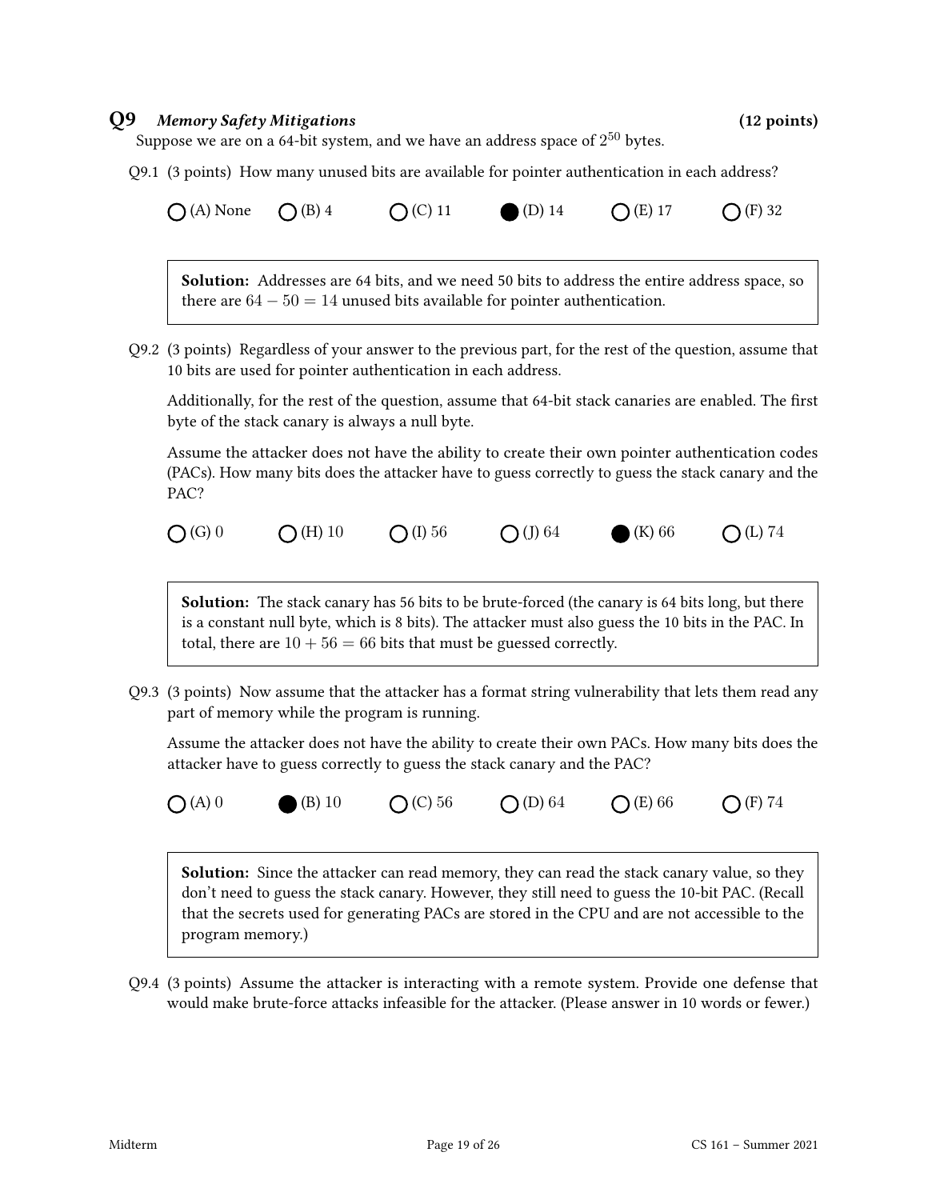## Q9 *Memory Safety Mitigations* (12 points)

Suppose we are on a 64-bit system, and we have an address space of $2^{50}$ bytes.

Q9.1 (3 points) How many unused bits are available for pointer authentication in each address?

○ (A) None ○ (B) 4 ○ (C) 11 ● (D) 14 ○ (E) 17 ○ (F) 32

> **Solution:** Addresses are 64 bits, and we need 50 bits to address the entire address space, so there are $64 - 50 = 14$ unused bits available for pointer authentication.

Q9.2 (3 points) Regardless of your answer to the previous part, for the rest of the question, assume that 10 bits are used for pointer authentication in each address.

Additionally, for the rest of the question, assume that 64-bit stack canaries are enabled. The first byte of the stack canary is always a null byte.

Assume the attacker does not have the ability to create their own pointer authentication codes (PACs). How many bits does the attacker have to guess correctly to guess the stack canary and the PAC?

○ (G) 0 ○ (H) 10 ○ (I) 56 ○ (J) 64 ● (K) 66 ○ (L) 74

> **Solution:** The stack canary has 56 bits to be brute-forced (the canary is 64 bits long, but there is a constant null byte, which is 8 bits). The attacker must also guess the 10 bits in the PAC. In total, there are $10 + 56 = 66$ bits that must be guessed correctly.

Q9.3 (3 points) Now assume that the attacker has a format string vulnerability that lets them read any part of memory while the program is running.

Assume the attacker does not have the ability to create their own PACs. How many bits does the attacker have to guess correctly to guess the stack canary and the PAC?

○ (A) 0 ● (B) 10 ○ (C) 56 ○ (D) 64 ○ (E) 66 ○ (F) 74

> **Solution:** Since the attacker can read memory, they can read the stack canary value, so they don't need to guess the stack canary. However, they still need to guess the 10-bit PAC. (Recall that the secrets used for generating PACs are stored in the CPU and are not accessible to the program memory.)

Q9.4 (3 points) Assume the attacker is interacting with a remote system. Provide one defense that would make brute-force attacks infeasible for the attacker. (Please answer in 10 words or fewer.)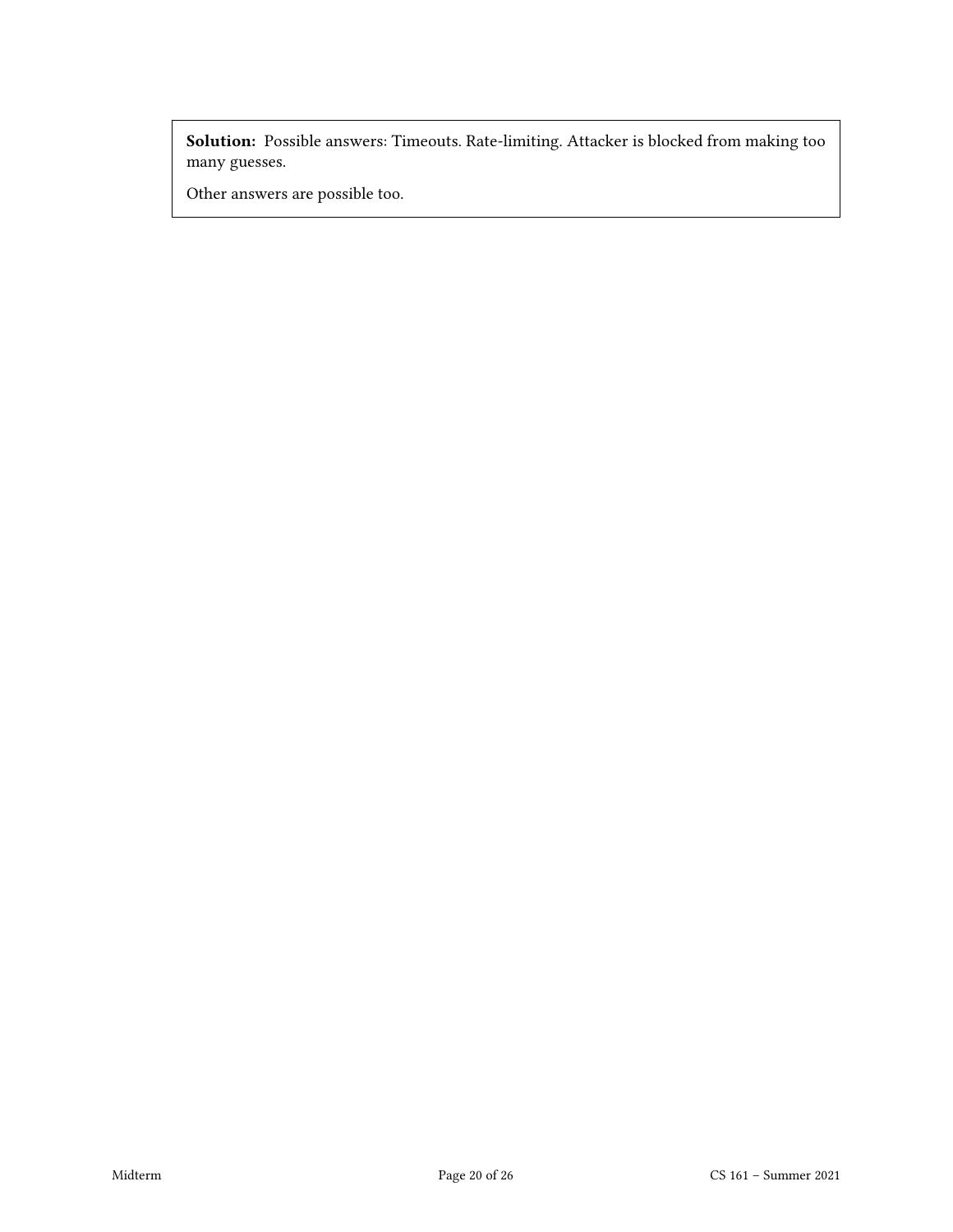**Solution:** Possible answers: Timeouts. Rate-limiting. Attacker is blocked from making too many guesses.

Other answers are possible too.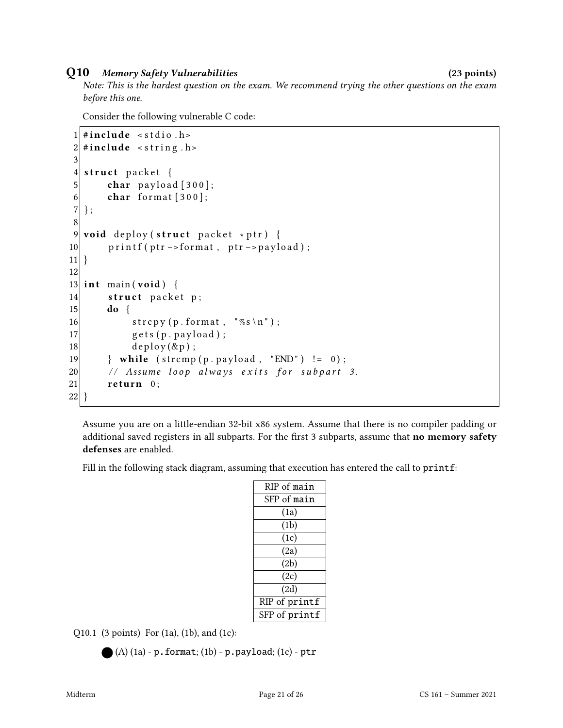## Q10 *Memory Safety Vulnerabilities* (23 points)

*Note: This is the hardest question on the exam. We recommend trying the other questions on the exam before this one.*

Consider the following vulnerable C code:

```
1  #include <stdio.h>
2  #include <string.h>
3
4  struct packet {
5      char payload[300];
6      char format[300];
7  };
8
9  void deploy(struct packet *ptr) {
10     printf(ptr->format, ptr->payload);
11 }
12
13 int main(void) {
14     struct packet p;
15     do {
16         strcpy(p.format, "%s\n");
17         gets(p.payload);
18         deploy(&p);
19     } while (strcmp(p.payload, "END") != 0);
20     // Assume loop always exits for subpart 3.
21     return 0;
22 }
```

Assume you are on a little-endian 32-bit x86 system. Assume that there is no compiler padding or additional saved registers in all subparts. For the first 3 subparts, assume that **no memory safety defenses** are enabled.

Fill in the following stack diagram, assuming that execution has entered the call to `printf`:

| |
|---|
| RIP of `main` |
| SFP of `main` |
| (1a) |
| (1b) |
| (1c) |
| (2a) |
| (2b) |
| (2c) |
| (2d) |
| RIP of `printf` |
| SFP of `printf` |

Q10.1 (3 points) For (1a), (1b), and (1c):

● (A) (1a) - `p.format`; (1b) - `p.payload`; (1c) - `ptr`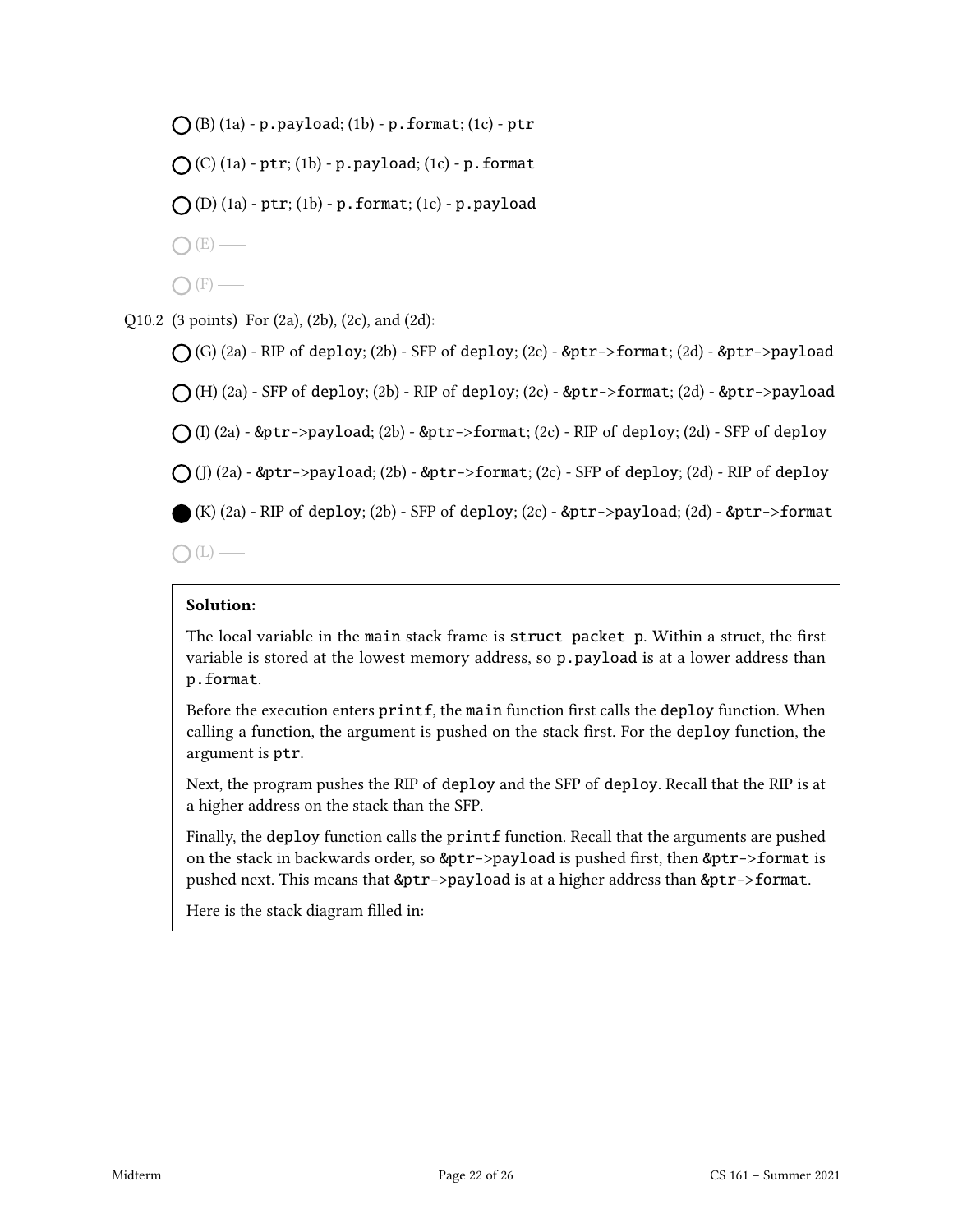◯ (B) (1a) - `p.payload`; (1b) - `p.format`; (1c) - `ptr`

◯ (C) (1a) - `ptr`; (1b) - `p.payload`; (1c) - `p.format`

◯ (D) (1a) - `ptr`; (1b) - `p.format`; (1c) - `p.payload`

◯ (E) —–

◯ (F) —–

Q10.2 (3 points) For (2a), (2b), (2c), and (2d):

◯ (G) (2a) - RIP of `deploy`; (2b) - SFP of `deploy`; (2c) - `&ptr->format`; (2d) - `&ptr->payload`

◯ (H) (2a) - SFP of `deploy`; (2b) - RIP of `deploy`; (2c) - `&ptr->format`; (2d) - `&ptr->payload`

◯ (I) (2a) - `&ptr->payload`; (2b) - `&ptr->format`; (2c) - RIP of `deploy`; (2d) - SFP of `deploy`

◯ (J) (2a) - `&ptr->payload`; (2b) - `&ptr->format`; (2c) - SFP of `deploy`; (2d) - RIP of `deploy`

● (K) (2a) - RIP of `deploy`; (2b) - SFP of `deploy`; (2c) - `&ptr->payload`; (2d) - `&ptr->format`

◯ (L) —–

**Solution:**

The local variable in the `main` stack frame is `struct packet p`. Within a struct, the first variable is stored at the lowest memory address, so `p.payload` is at a lower address than `p.format`.

Before the execution enters `printf`, the `main` function first calls the `deploy` function. When calling a function, the argument is pushed on the stack first. For the `deploy` function, the argument is `ptr`.

Next, the program pushes the RIP of `deploy` and the SFP of `deploy`. Recall that the RIP is at a higher address on the stack than the SFP.

Finally, the `deploy` function calls the `printf` function. Recall that the arguments are pushed on the stack in backwards order, so `&ptr->payload` is pushed first, then `&ptr->format` is pushed next. This means that `&ptr->payload` is at a higher address than `&ptr->format`.

Here is the stack diagram filled in: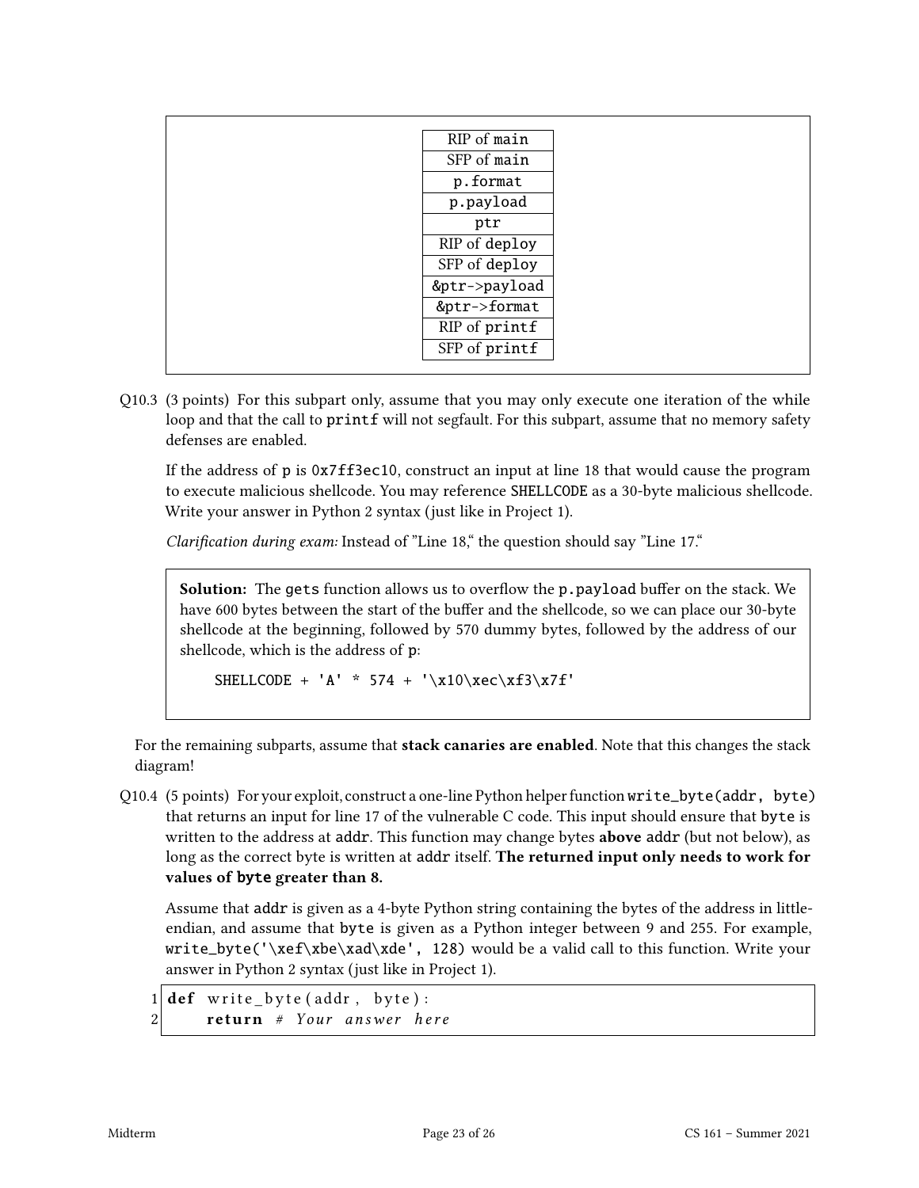| |
|---|
| RIP of `main` |
| SFP of `main` |
| `p.format` |
| `p.payload` |
| `ptr` |
| RIP of `deploy` |
| SFP of `deploy` |
| `&ptr->payload` |
| `&ptr->format` |
| RIP of `printf` |
| SFP of `printf` |

Q10.3 (3 points) For this subpart only, assume that you may only execute one iteration of the while loop and that the call to `printf` will not segfault. For this subpart, assume that no memory safety defenses are enabled.

If the address of `p` is `0x7ff3ec10`, construct an input at line 18 that would cause the program to execute malicious shellcode. You may reference `SHELLCODE` as a 30-byte malicious shellcode. Write your answer in Python 2 syntax (just like in Project 1).

*Clarification during exam:* Instead of "Line 18," the question should say "Line 17."

**Solution:** The `gets` function allows us to overflow the `p.payload` buffer on the stack. We have 600 bytes between the start of the buffer and the shellcode, so we can place our 30-byte shellcode at the beginning, followed by 570 dummy bytes, followed by the address of our shellcode, which is the address of `p`:

```
SHELLCODE + 'A' * 574 + '\x10\xec\xf3\x7f'
```

For the remaining subparts, assume that **stack canaries are enabled**. Note that this changes the stack diagram!

Q10.4 (5 points) For your exploit, construct a one-line Python helper function `write_byte(addr, byte)` that returns an input for line 17 of the vulnerable C code. This input should ensure that `byte` is written to the address at `addr`. This function may change bytes **above** `addr` (but not below), as long as the correct byte is written at `addr` itself. **The returned input only needs to work for values of `byte` greater than 8.**

Assume that `addr` is given as a 4-byte Python string containing the bytes of the address in little-endian, and assume that `byte` is given as a Python integer between 9 and 255. For example, `write_byte('\xef\xbe\xad\xde', 128)` would be a valid call to this function. Write your answer in Python 2 syntax (just like in Project 1).

```
1 def write_byte(addr, byte):
2     return # Your answer here
```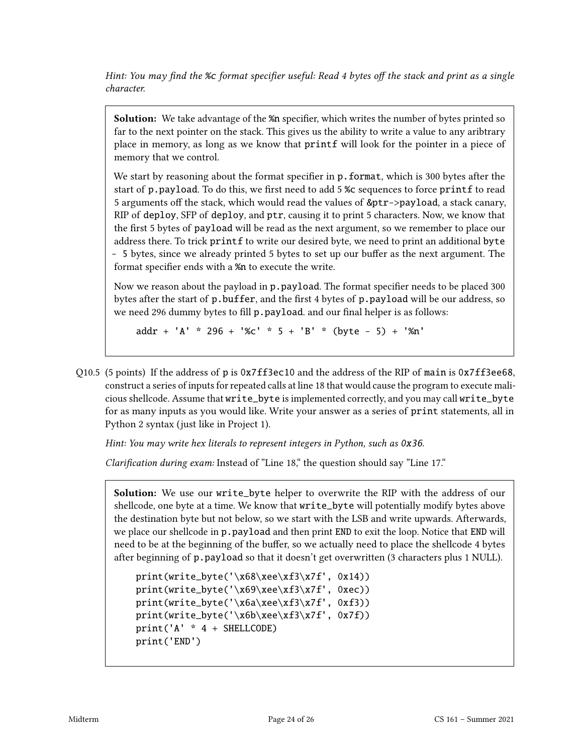*Hint: You may find the `%c` format specifier useful: Read 4 bytes off the stack and print as a single character.*

> **Solution:** We take advantage of the `%n` specifier, which writes the number of bytes printed so far to the next pointer on the stack. This gives us the ability to write a value to any aribtrary place in memory, as long as we know that `printf` will look for the pointer in a piece of memory that we control.
>
> We start by reasoning about the format specifier in `p.format`, which is 300 bytes after the start of `p.payload`. To do this, we first need to add 5 `%c` sequences to force `printf` to read 5 arguments off the stack, which would read the values of `&ptr->payload`, a stack canary, RIP of `deploy`, SFP of `deploy`, and `ptr`, causing it to print 5 characters. Now, we know that the first 5 bytes of `payload` will be read as the next argument, so we remember to place our address there. To trick `printf` to write our desired byte, we need to print an additional `byte - 5` bytes, since we already printed 5 bytes to set up our buffer as the next argument. The format specifier ends with a `%n` to execute the write.
>
> Now we reason about the payload in `p.payload`. The format specifier needs to be placed 300 bytes after the start of `p.buffer`, and the first 4 bytes of `p.payload` will be our address, so we need 296 dummy bytes to fill `p.payload`. and our final helper is as follows:
>
> ```
> addr + 'A' * 296 + '%c' * 5 + 'B' * (byte - 5) + '%n'
> ```

Q10.5 (5 points) If the address of `p` is `0x7ff3ec10` and the address of the RIP of `main` is `0x7ff3ee68`, construct a series of inputs for repeated calls at line 18 that would cause the program to execute malicious shellcode. Assume that `write_byte` is implemented correctly, and you may call `write_byte` for as many inputs as you would like. Write your answer as a series of `print` statements, all in Python 2 syntax (just like in Project 1).

*Hint: You may write hex literals to represent integers in Python, such as `0x36`.*

*Clarification during exam:* Instead of "Line 18," the question should say "Line 17."

> **Solution:** We use our `write_byte` helper to overwrite the RIP with the address of our shellcode, one byte at a time. We know that `write_byte` will potentially modify bytes above the destination byte but not below, so we start with the LSB and write upwards. Afterwards, we place our shellcode in `p.payload` and then print `END` to exit the loop. Notice that `END` will need to be at the beginning of the buffer, so we actually need to place the shellcode 4 bytes after beginning of `p.payload` so that it doesn't get overwritten (3 characters plus 1 NULL).
>
> ```
> print(write_byte('\x68\xee\xf3\x7f', 0x14))
> print(write_byte('\x69\xee\xf3\x7f', 0xec))
> print(write_byte('\x6a\xee\xf3\x7f', 0xf3))
> print(write_byte('\x6b\xee\xf3\x7f', 0x7f))
> print('A' * 4 + SHELLCODE)
> print('END')
> ```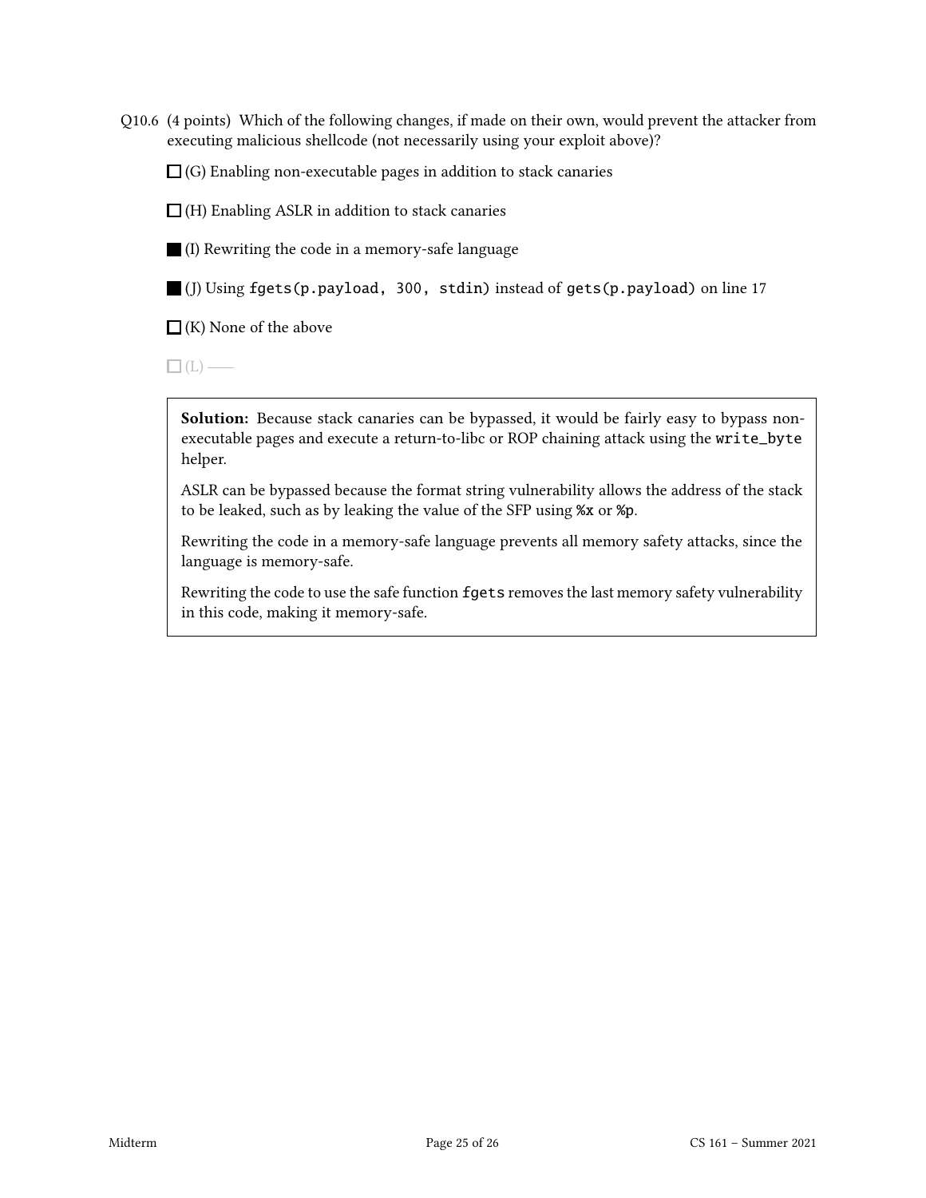Q10.6 (4 points) Which of the following changes, if made on their own, would prevent the attacker from executing malicious shellcode (not necessarily using your exploit above)?

☐ (G) Enabling non-executable pages in addition to stack canaries

☐ (H) Enabling ASLR in addition to stack canaries

■ (I) Rewriting the code in a memory-safe language

■ (J) Using `fgets(p.payload, 300, stdin)` instead of `gets(p.payload)` on line 17

☐ (K) None of the above

☐ (L) ——

**Solution:** Because stack canaries can be bypassed, it would be fairly easy to bypass non-executable pages and execute a return-to-libc or ROP chaining attack using the `write_byte` helper.

ASLR can be bypassed because the format string vulnerability allows the address of the stack to be leaked, such as by leaking the value of the SFP using `%x` or `%p`.

Rewriting the code in a memory-safe language prevents all memory safety attacks, since the language is memory-safe.

Rewriting the code to use the safe function `fgets` removes the last memory safety vulnerability in this code, making it memory-safe.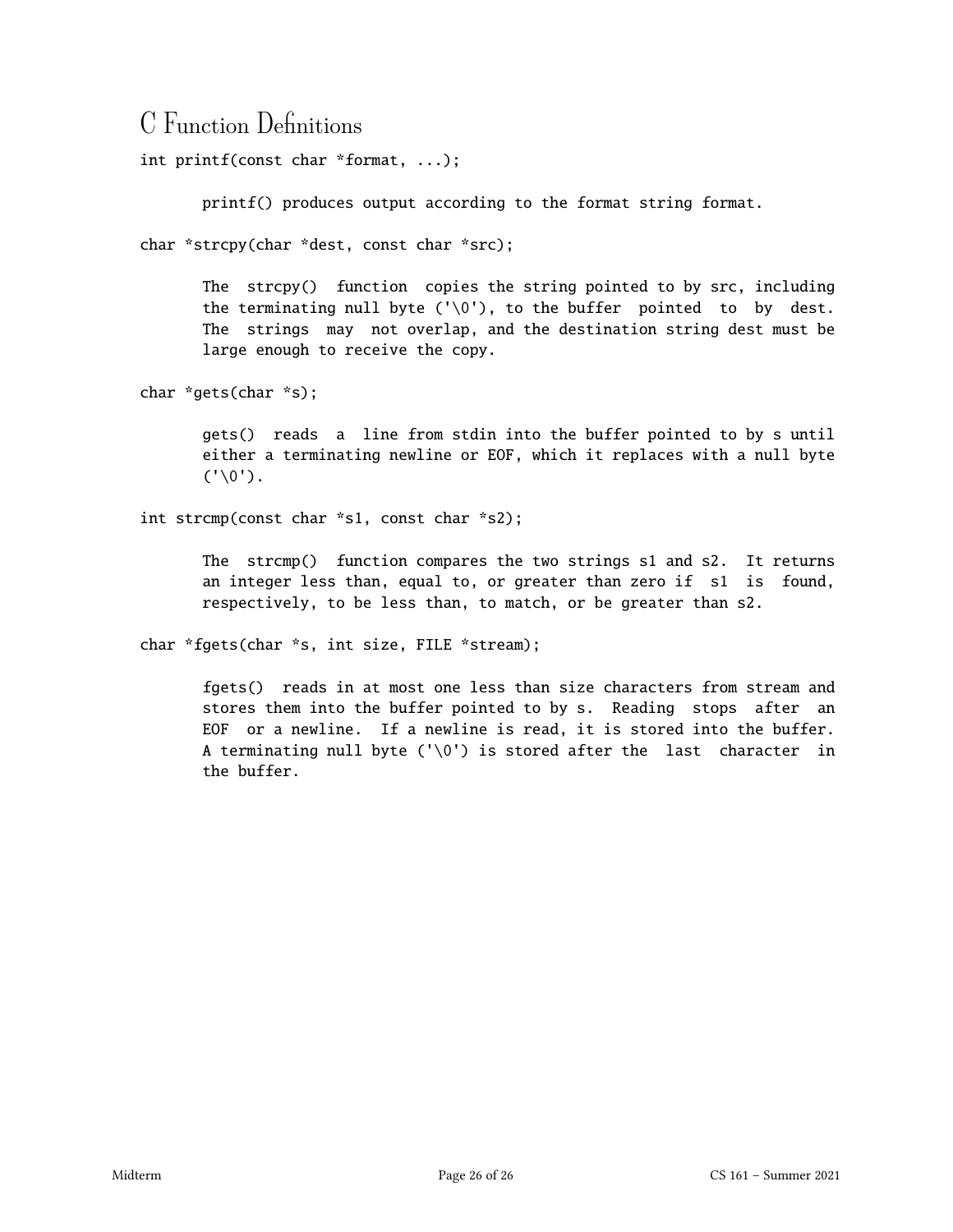# C Function Definitions

```
int printf(const char *format, ...);

       printf() produces output according to the format string format.

char *strcpy(char *dest, const char *src);

       The  strcpy()  function  copies the string pointed to by src, including
       the terminating null byte ('\0'), to the buffer  pointed  to  by  dest.
       The  strings  may  not overlap, and the destination string dest must be
       large enough to receive the copy.

char *gets(char *s);

       gets()  reads  a  line from stdin into the buffer pointed to by s until
       either a terminating newline or EOF, which it replaces with a null byte
       ('\0').

int strcmp(const char *s1, const char *s2);

       The  strcmp()  function compares the two strings s1 and s2.  It returns
       an integer less than, equal to, or greater than zero if  s1  is  found,
       respectively, to be less than, to match, or be greater than s2.

char *fgets(char *s, int size, FILE *stream);

       fgets()  reads in at most one less than size characters from stream and
       stores them into the buffer pointed to by s.  Reading  stops  after  an
       EOF  or a newline.  If a newline is read, it is stored into the buffer.
       A terminating null byte ('\0') is stored after the  last  character  in
       the buffer.
```